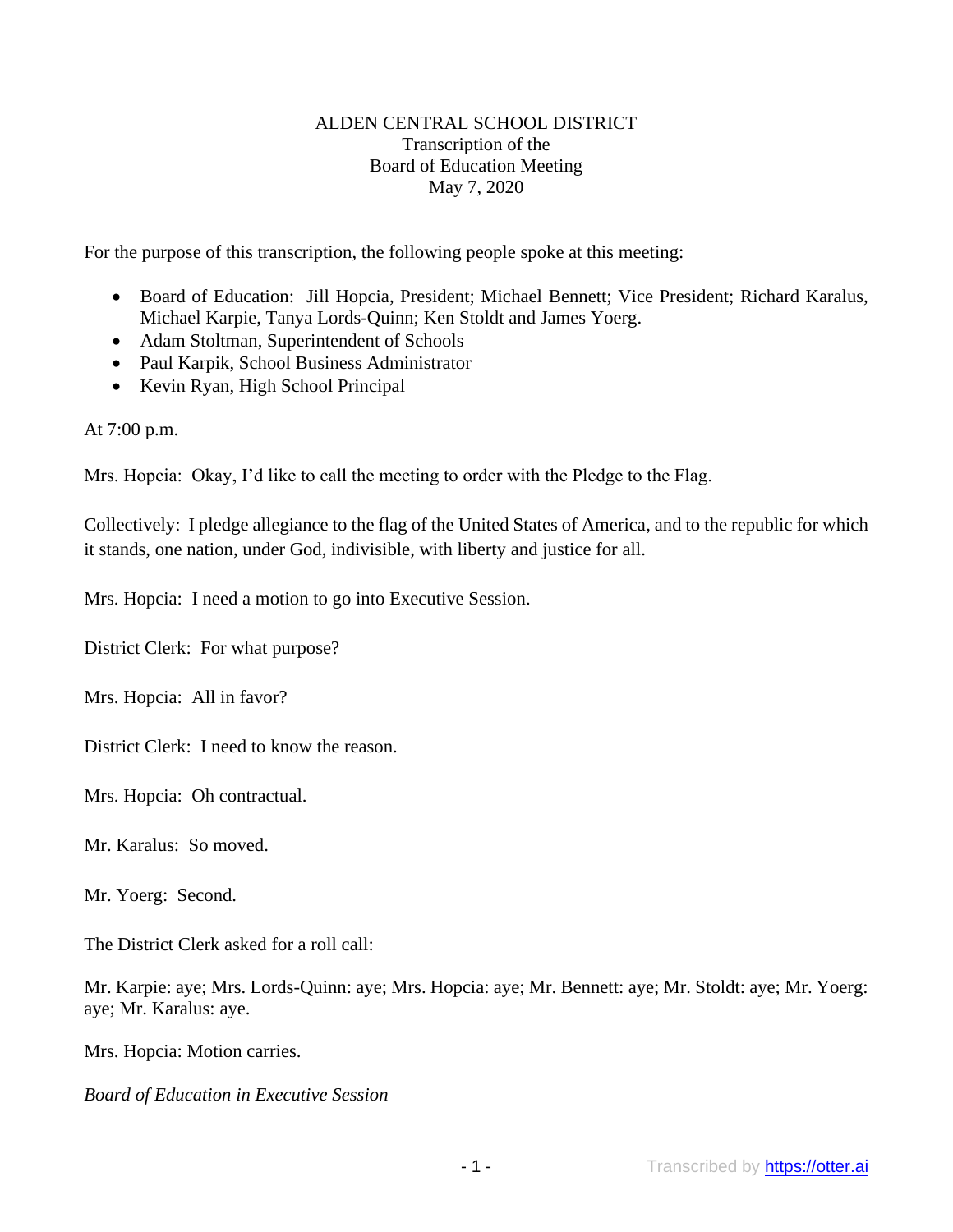ALDEN CENTRAL SCHOOL DISTRICT
Transcription of the
Board of Education Meeting
May 7, 2020

For the purpose of this transcription, the following people spoke at this meeting:

- Board of Education: Jill Hopcia, President; Michael Bennett; Vice President; Richard Karalus, Michael Karpie, Tanya Lords-Quinn; Ken Stoldt and James Yoerg.
- Adam Stoltman, Superintendent of Schools
- Paul Karpik, School Business Administrator
- Kevin Ryan, High School Principal

At 7:00 p.m.

Mrs. Hopcia: Okay, I'd like to call the meeting to order with the Pledge to the Flag.

Collectively: I pledge allegiance to the flag of the United States of America, and to the republic for which it stands, one nation, under God, indivisible, with liberty and justice for all.

Mrs. Hopcia: I need a motion to go into Executive Session.

District Clerk: For what purpose?

Mrs. Hopcia: All in favor?

District Clerk: I need to know the reason.

Mrs. Hopcia: Oh contractual.

Mr. Karalus: So moved.

Mr. Yoerg: Second.

The District Clerk asked for a roll call:

Mr. Karpie: aye; Mrs. Lords-Quinn: aye; Mrs. Hopcia: aye; Mr. Bennett: aye; Mr. Stoldt: aye; Mr. Yoerg: aye; Mr. Karalus: aye.

Mrs. Hopcia: Motion carries.

*Board of Education in Executive Session*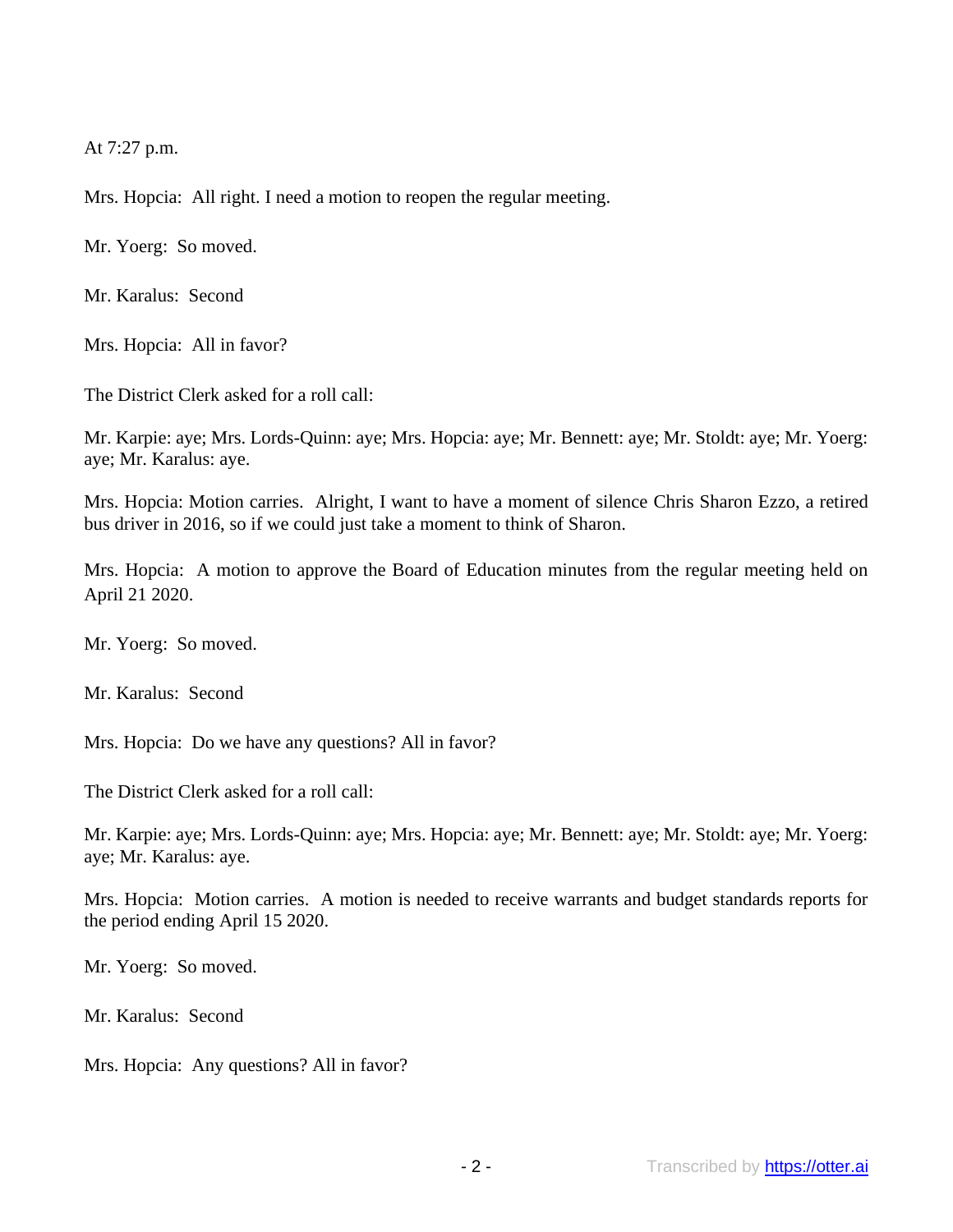At 7:27 p.m.

Mrs. Hopcia:  All right. I need a motion to reopen the regular meeting.

Mr. Yoerg:  So moved.

Mr. Karalus:  Second

Mrs. Hopcia:  All in favor?

The District Clerk asked for a roll call:

Mr. Karpie: aye; Mrs. Lords-Quinn: aye; Mrs. Hopcia: aye; Mr. Bennett: aye; Mr. Stoldt: aye; Mr. Yoerg: aye; Mr. Karalus: aye.

Mrs. Hopcia: Motion carries.  Alright, I want to have a moment of silence Chris Sharon Ezzo, a retired bus driver in 2016, so if we could just take a moment to think of Sharon.

Mrs. Hopcia:  A motion to approve the Board of Education minutes from the regular meeting held on April 21 2020.

Mr. Yoerg:  So moved.

Mr. Karalus:  Second

Mrs. Hopcia:  Do we have any questions? All in favor?

The District Clerk asked for a roll call:

Mr. Karpie: aye; Mrs. Lords-Quinn: aye; Mrs. Hopcia: aye; Mr. Bennett: aye; Mr. Stoldt: aye; Mr. Yoerg: aye; Mr. Karalus: aye.

Mrs. Hopcia:  Motion carries.  A motion is needed to receive warrants and budget standards reports for the period ending April 15 2020.

Mr. Yoerg:  So moved.

Mr. Karalus:  Second

Mrs. Hopcia:  Any questions? All in favor?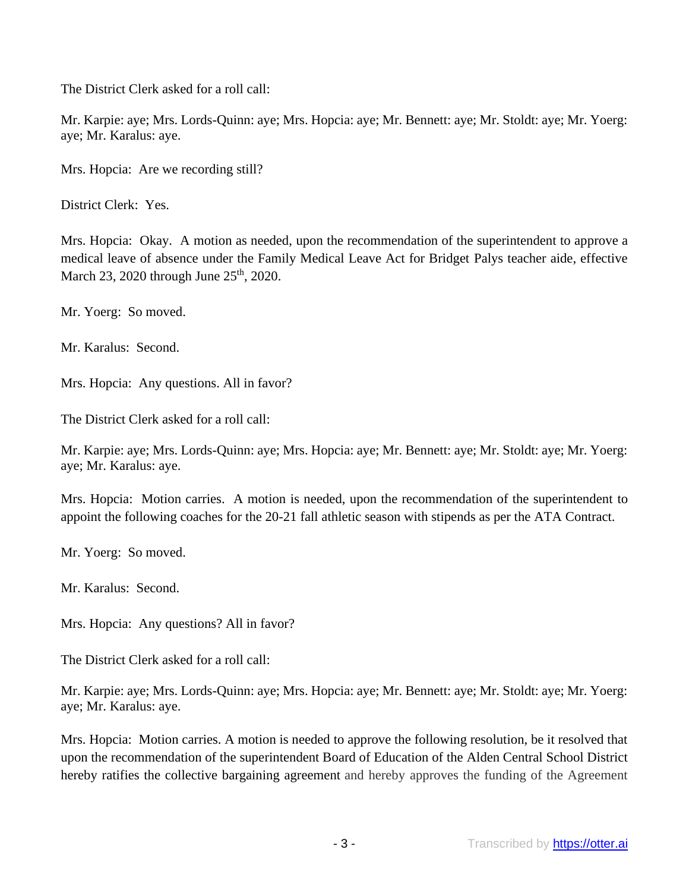The District Clerk asked for a roll call:

Mr. Karpie: aye; Mrs. Lords-Quinn: aye; Mrs. Hopcia: aye; Mr. Bennett: aye; Mr. Stoldt: aye; Mr. Yoerg: aye; Mr. Karalus: aye.

Mrs. Hopcia: Are we recording still?

District Clerk: Yes.

Mrs. Hopcia: Okay. A motion as needed, upon the recommendation of the superintendent to approve a medical leave of absence under the Family Medical Leave Act for Bridget Palys teacher aide, effective March 23, 2020 through June 25th, 2020.

Mr. Yoerg: So moved.

Mr. Karalus: Second.

Mrs. Hopcia: Any questions. All in favor?

The District Clerk asked for a roll call:

Mr. Karpie: aye; Mrs. Lords-Quinn: aye; Mrs. Hopcia: aye; Mr. Bennett: aye; Mr. Stoldt: aye; Mr. Yoerg: aye; Mr. Karalus: aye.

Mrs. Hopcia: Motion carries. A motion is needed, upon the recommendation of the superintendent to appoint the following coaches for the 20-21 fall athletic season with stipends as per the ATA Contract.

Mr. Yoerg: So moved.

Mr. Karalus: Second.

Mrs. Hopcia: Any questions? All in favor?

The District Clerk asked for a roll call:

Mr. Karpie: aye; Mrs. Lords-Quinn: aye; Mrs. Hopcia: aye; Mr. Bennett: aye; Mr. Stoldt: aye; Mr. Yoerg: aye; Mr. Karalus: aye.

Mrs. Hopcia: Motion carries. A motion is needed to approve the following resolution, be it resolved that upon the recommendation of the superintendent Board of Education of the Alden Central School District hereby ratifies the collective bargaining agreement and hereby approves the funding of the Agreement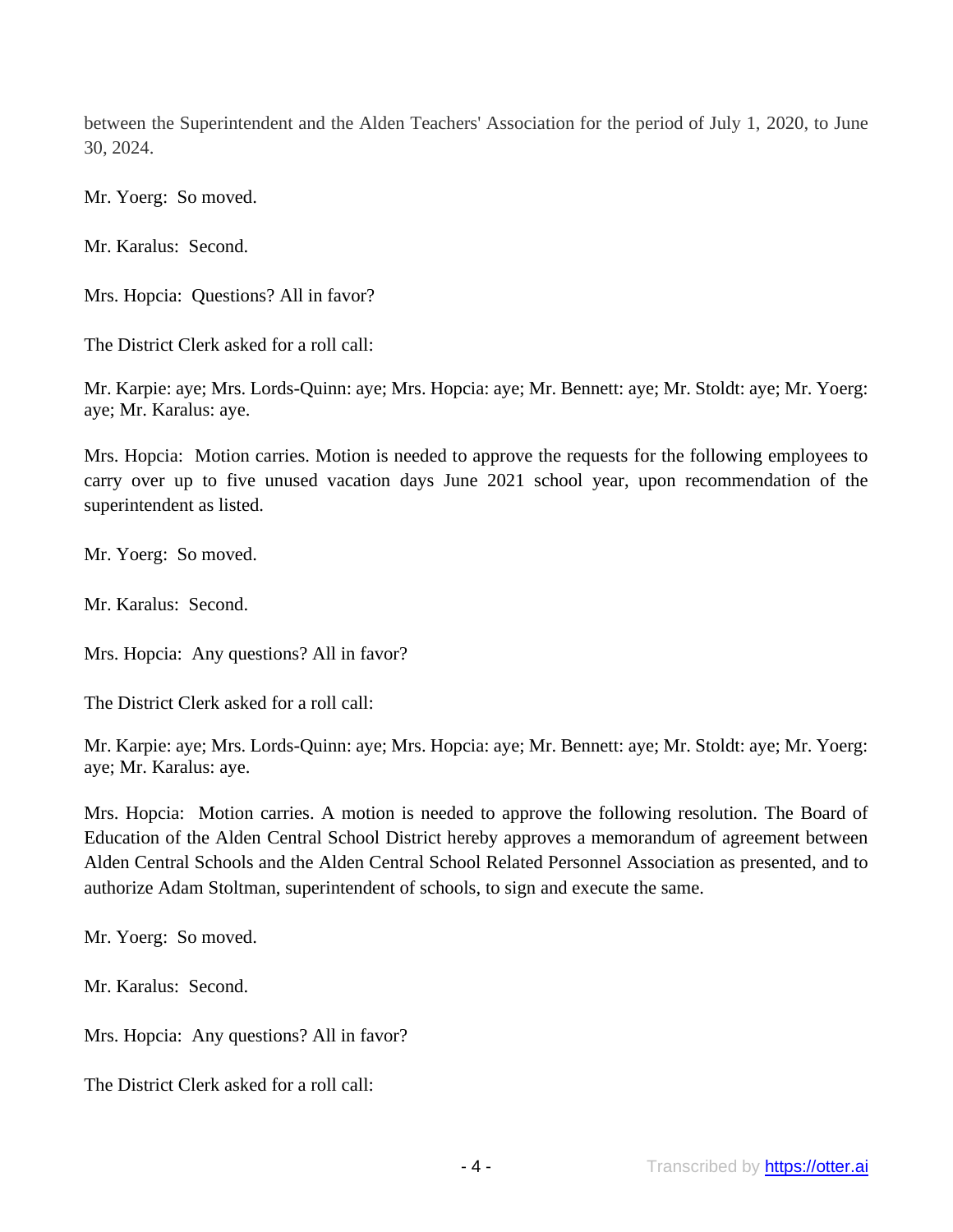between the Superintendent and the Alden Teachers' Association for the period of July 1, 2020, to June 30, 2024.

Mr. Yoerg: So moved.

Mr. Karalus: Second.

Mrs. Hopcia: Questions? All in favor?

The District Clerk asked for a roll call:

Mr. Karpie: aye; Mrs. Lords-Quinn: aye; Mrs. Hopcia: aye; Mr. Bennett: aye; Mr. Stoldt: aye; Mr. Yoerg: aye; Mr. Karalus: aye.

Mrs. Hopcia: Motion carries. Motion is needed to approve the requests for the following employees to carry over up to five unused vacation days June 2021 school year, upon recommendation of the superintendent as listed.

Mr. Yoerg: So moved.

Mr. Karalus: Second.

Mrs. Hopcia: Any questions? All in favor?

The District Clerk asked for a roll call:

Mr. Karpie: aye; Mrs. Lords-Quinn: aye; Mrs. Hopcia: aye; Mr. Bennett: aye; Mr. Stoldt: aye; Mr. Yoerg: aye; Mr. Karalus: aye.

Mrs. Hopcia: Motion carries. A motion is needed to approve the following resolution. The Board of Education of the Alden Central School District hereby approves a memorandum of agreement between Alden Central Schools and the Alden Central School Related Personnel Association as presented, and to authorize Adam Stoltman, superintendent of schools, to sign and execute the same.

Mr. Yoerg: So moved.

Mr. Karalus: Second.

Mrs. Hopcia: Any questions? All in favor?

The District Clerk asked for a roll call: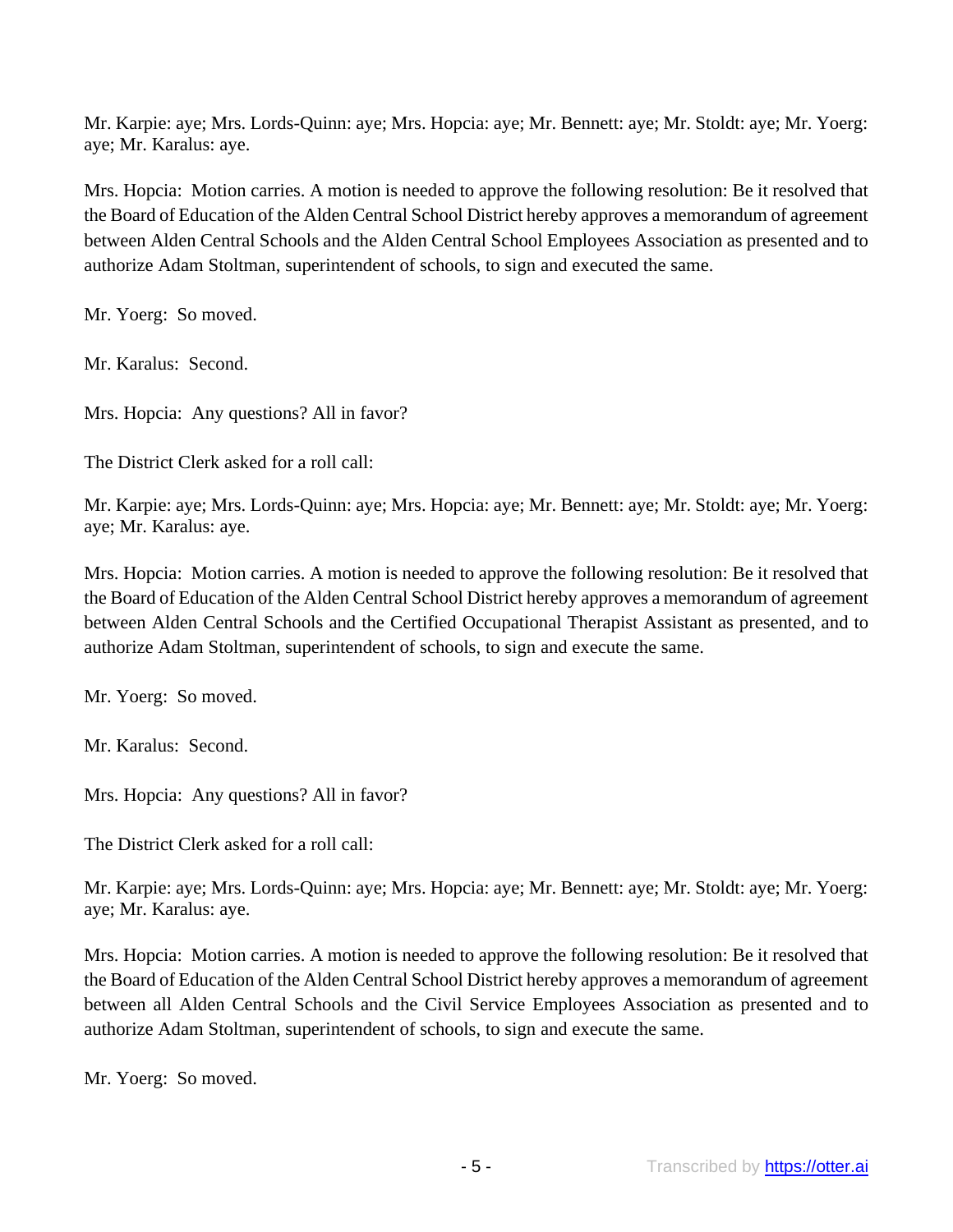Mr. Karpie: aye; Mrs. Lords-Quinn: aye; Mrs. Hopcia: aye; Mr. Bennett: aye; Mr. Stoldt: aye; Mr. Yoerg: aye; Mr. Karalus: aye.

Mrs. Hopcia: Motion carries. A motion is needed to approve the following resolution: Be it resolved that the Board of Education of the Alden Central School District hereby approves a memorandum of agreement between Alden Central Schools and the Alden Central School Employees Association as presented and to authorize Adam Stoltman, superintendent of schools, to sign and executed the same.

Mr. Yoerg: So moved.

Mr. Karalus: Second.

Mrs. Hopcia: Any questions? All in favor?

The District Clerk asked for a roll call:

Mr. Karpie: aye; Mrs. Lords-Quinn: aye; Mrs. Hopcia: aye; Mr. Bennett: aye; Mr. Stoldt: aye; Mr. Yoerg: aye; Mr. Karalus: aye.

Mrs. Hopcia: Motion carries. A motion is needed to approve the following resolution: Be it resolved that the Board of Education of the Alden Central School District hereby approves a memorandum of agreement between Alden Central Schools and the Certified Occupational Therapist Assistant as presented, and to authorize Adam Stoltman, superintendent of schools, to sign and execute the same.

Mr. Yoerg: So moved.

Mr. Karalus: Second.

Mrs. Hopcia: Any questions? All in favor?

The District Clerk asked for a roll call:

Mr. Karpie: aye; Mrs. Lords-Quinn: aye; Mrs. Hopcia: aye; Mr. Bennett: aye; Mr. Stoldt: aye; Mr. Yoerg: aye; Mr. Karalus: aye.

Mrs. Hopcia: Motion carries. A motion is needed to approve the following resolution: Be it resolved that the Board of Education of the Alden Central School District hereby approves a memorandum of agreement between all Alden Central Schools and the Civil Service Employees Association as presented and to authorize Adam Stoltman, superintendent of schools, to sign and execute the same.

Mr. Yoerg: So moved.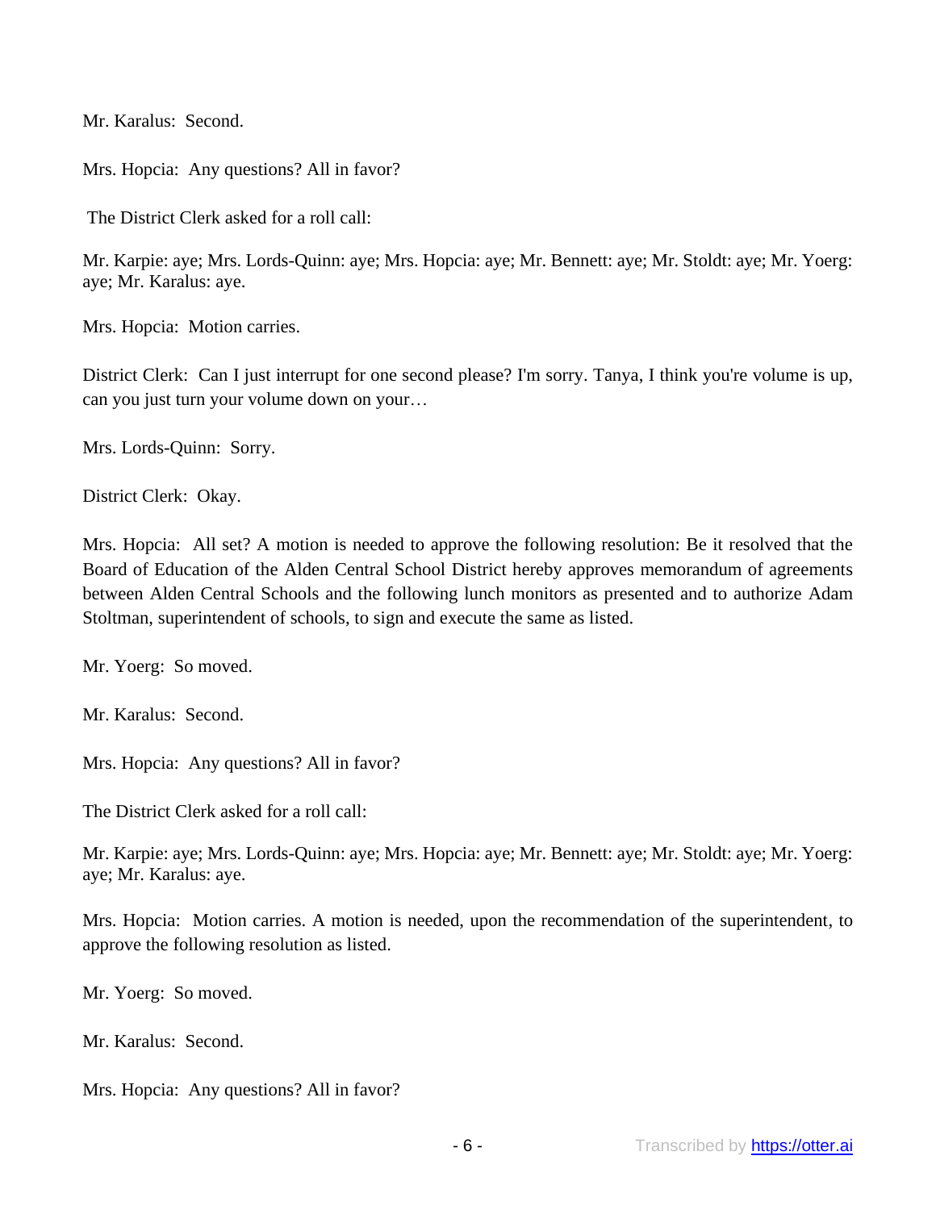Mr. Karalus: Second.

Mrs. Hopcia: Any questions? All in favor?

The District Clerk asked for a roll call:

Mr. Karpie: aye; Mrs. Lords-Quinn: aye; Mrs. Hopcia: aye; Mr. Bennett: aye; Mr. Stoldt: aye; Mr. Yoerg: aye; Mr. Karalus: aye.

Mrs. Hopcia: Motion carries.

District Clerk: Can I just interrupt for one second please? I'm sorry. Tanya, I think you're volume is up, can you just turn your volume down on your…

Mrs. Lords-Quinn: Sorry.

District Clerk: Okay.

Mrs. Hopcia: All set? A motion is needed to approve the following resolution: Be it resolved that the Board of Education of the Alden Central School District hereby approves memorandum of agreements between Alden Central Schools and the following lunch monitors as presented and to authorize Adam Stoltman, superintendent of schools, to sign and execute the same as listed.

Mr. Yoerg: So moved.

Mr. Karalus: Second.

Mrs. Hopcia: Any questions? All in favor?

The District Clerk asked for a roll call:

Mr. Karpie: aye; Mrs. Lords-Quinn: aye; Mrs. Hopcia: aye; Mr. Bennett: aye; Mr. Stoldt: aye; Mr. Yoerg: aye; Mr. Karalus: aye.

Mrs. Hopcia: Motion carries. A motion is needed, upon the recommendation of the superintendent, to approve the following resolution as listed.

Mr. Yoerg: So moved.

Mr. Karalus: Second.

Mrs. Hopcia: Any questions? All in favor?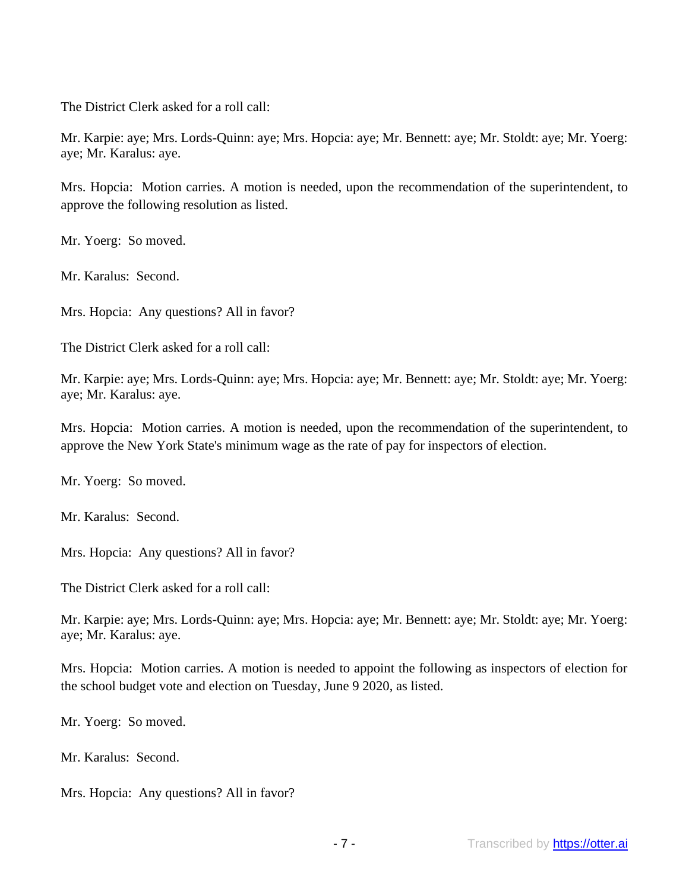The District Clerk asked for a roll call:

Mr. Karpie: aye; Mrs. Lords-Quinn: aye; Mrs. Hopcia: aye; Mr. Bennett: aye; Mr. Stoldt: aye; Mr. Yoerg: aye; Mr. Karalus: aye.

Mrs. Hopcia: Motion carries. A motion is needed, upon the recommendation of the superintendent, to approve the following resolution as listed.

Mr. Yoerg: So moved.

Mr. Karalus: Second.

Mrs. Hopcia: Any questions? All in favor?

The District Clerk asked for a roll call:

Mr. Karpie: aye; Mrs. Lords-Quinn: aye; Mrs. Hopcia: aye; Mr. Bennett: aye; Mr. Stoldt: aye; Mr. Yoerg: aye; Mr. Karalus: aye.

Mrs. Hopcia: Motion carries. A motion is needed, upon the recommendation of the superintendent, to approve the New York State's minimum wage as the rate of pay for inspectors of election.

Mr. Yoerg: So moved.

Mr. Karalus: Second.

Mrs. Hopcia: Any questions? All in favor?

The District Clerk asked for a roll call:

Mr. Karpie: aye; Mrs. Lords-Quinn: aye; Mrs. Hopcia: aye; Mr. Bennett: aye; Mr. Stoldt: aye; Mr. Yoerg: aye; Mr. Karalus: aye.

Mrs. Hopcia: Motion carries. A motion is needed to appoint the following as inspectors of election for the school budget vote and election on Tuesday, June 9 2020, as listed.

Mr. Yoerg: So moved.

Mr. Karalus: Second.

Mrs. Hopcia: Any questions? All in favor?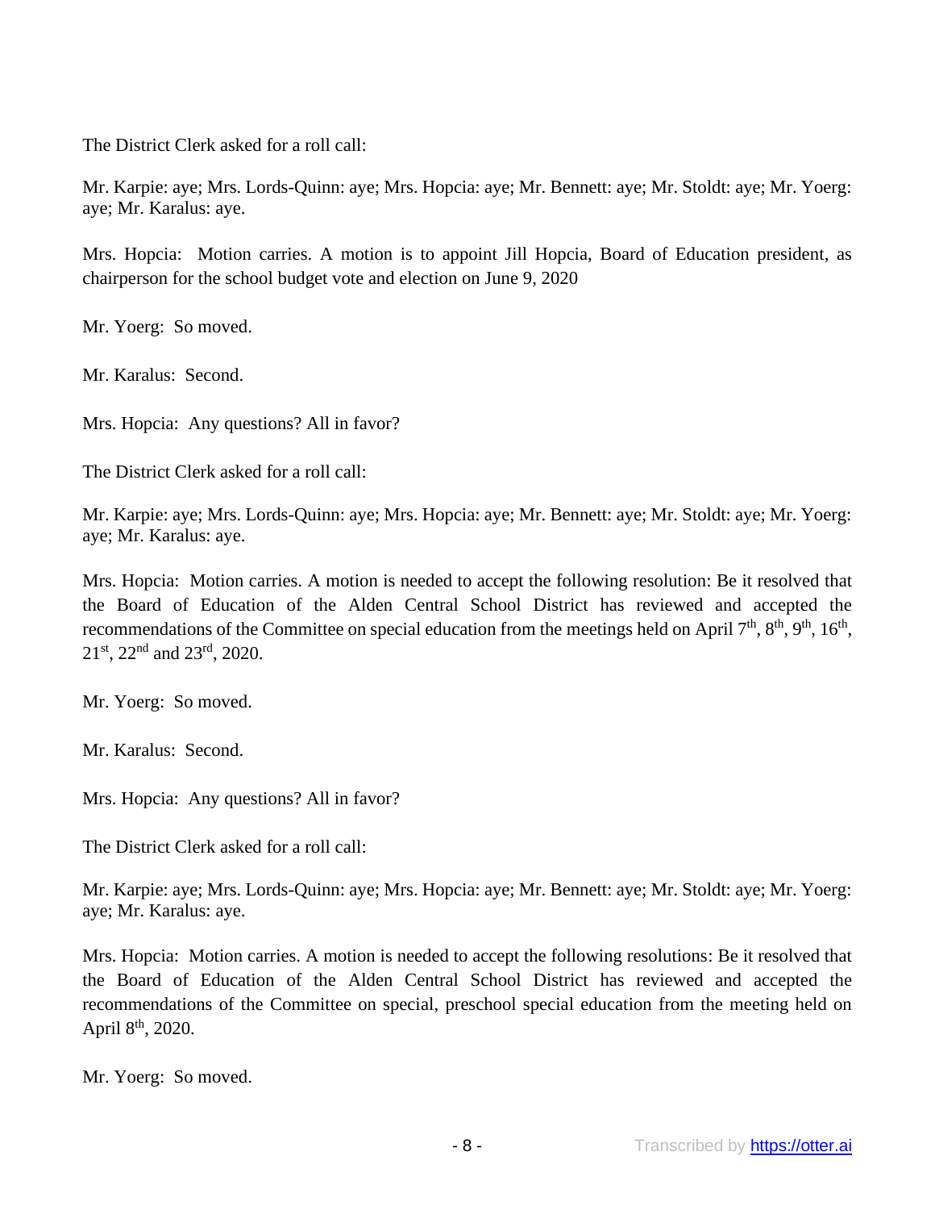The District Clerk asked for a roll call:

Mr. Karpie: aye; Mrs. Lords-Quinn: aye; Mrs. Hopcia: aye; Mr. Bennett: aye; Mr. Stoldt: aye; Mr. Yoerg: aye; Mr. Karalus: aye.

Mrs. Hopcia: Motion carries. A motion is to appoint Jill Hopcia, Board of Education president, as chairperson for the school budget vote and election on June 9, 2020

Mr. Yoerg: So moved.

Mr. Karalus: Second.

Mrs. Hopcia: Any questions? All in favor?

The District Clerk asked for a roll call:

Mr. Karpie: aye; Mrs. Lords-Quinn: aye; Mrs. Hopcia: aye; Mr. Bennett: aye; Mr. Stoldt: aye; Mr. Yoerg: aye; Mr. Karalus: aye.

Mrs. Hopcia: Motion carries. A motion is needed to accept the following resolution: Be it resolved that the Board of Education of the Alden Central School District has reviewed and accepted the recommendations of the Committee on special education from the meetings held on April 7th, 8th, 9th, 16th, 21st, 22nd and 23rd, 2020.

Mr. Yoerg: So moved.

Mr. Karalus: Second.

Mrs. Hopcia: Any questions? All in favor?

The District Clerk asked for a roll call:

Mr. Karpie: aye; Mrs. Lords-Quinn: aye; Mrs. Hopcia: aye; Mr. Bennett: aye; Mr. Stoldt: aye; Mr. Yoerg: aye; Mr. Karalus: aye.

Mrs. Hopcia: Motion carries. A motion is needed to accept the following resolutions: Be it resolved that the Board of Education of the Alden Central School District has reviewed and accepted the recommendations of the Committee on special, preschool special education from the meeting held on April 8th, 2020.

Mr. Yoerg: So moved.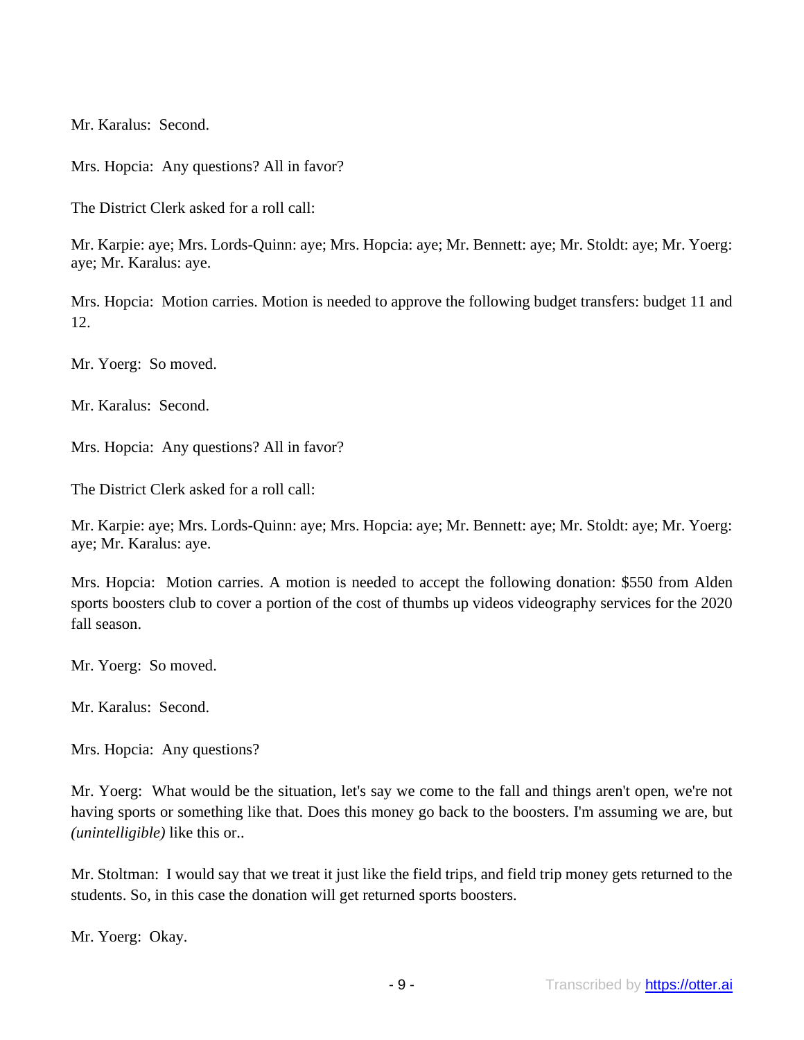Mr. Karalus:  Second.

Mrs. Hopcia:  Any questions? All in favor?

The District Clerk asked for a roll call:

Mr. Karpie: aye; Mrs. Lords-Quinn: aye; Mrs. Hopcia: aye; Mr. Bennett: aye; Mr. Stoldt: aye; Mr. Yoerg: aye; Mr. Karalus: aye.

Mrs. Hopcia:  Motion carries. Motion is needed to approve the following budget transfers: budget 11 and 12.

Mr. Yoerg:  So moved.

Mr. Karalus:  Second.

Mrs. Hopcia:  Any questions? All in favor?

The District Clerk asked for a roll call:

Mr. Karpie: aye; Mrs. Lords-Quinn: aye; Mrs. Hopcia: aye; Mr. Bennett: aye; Mr. Stoldt: aye; Mr. Yoerg: aye; Mr. Karalus: aye.

Mrs. Hopcia:  Motion carries. A motion is needed to accept the following donation: $550 from Alden sports boosters club to cover a portion of the cost of thumbs up videos videography services for the 2020 fall season.

Mr. Yoerg:  So moved.

Mr. Karalus:  Second.

Mrs. Hopcia:  Any questions?

Mr. Yoerg:  What would be the situation, let's say we come to the fall and things aren't open, we're not having sports or something like that. Does this money go back to the boosters. I'm assuming we are, but *(unintelligible)* like this or..

Mr. Stoltman:  I would say that we treat it just like the field trips, and field trip money gets returned to the students. So, in this case the donation will get returned sports boosters.

Mr. Yoerg:  Okay.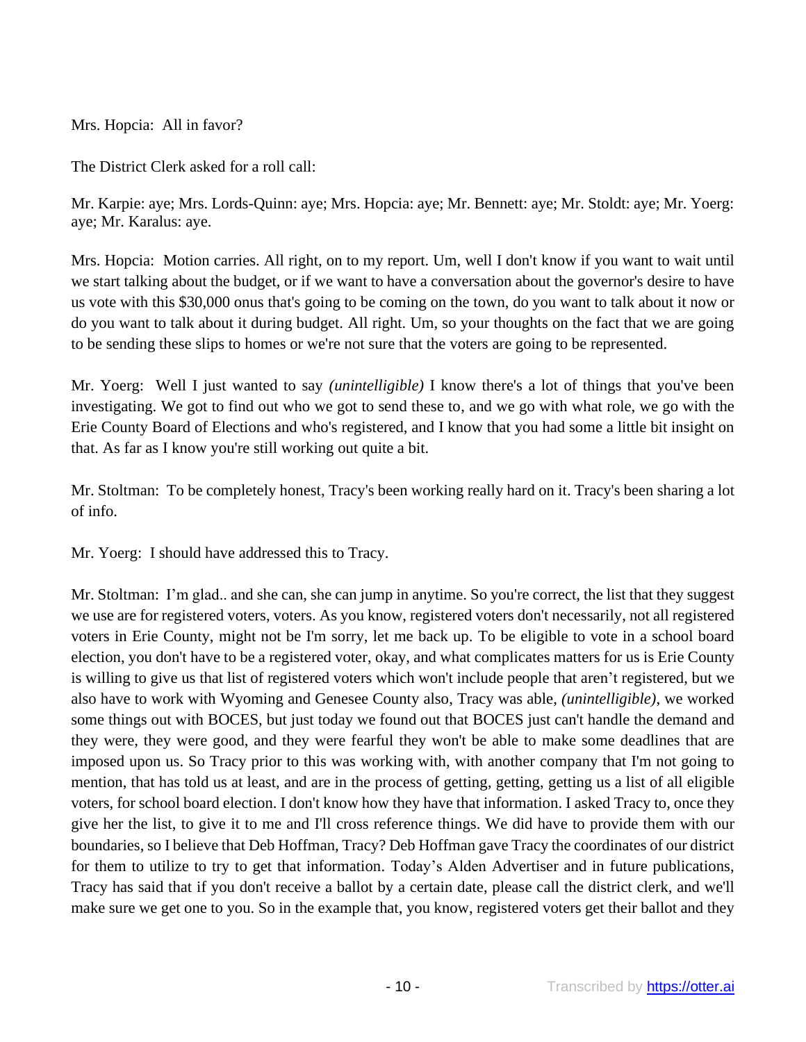Mrs. Hopcia: All in favor?

The District Clerk asked for a roll call:

Mr. Karpie: aye; Mrs. Lords-Quinn: aye; Mrs. Hopcia: aye; Mr. Bennett: aye; Mr. Stoldt: aye; Mr. Yoerg: aye; Mr. Karalus: aye.

Mrs. Hopcia: Motion carries. All right, on to my report. Um, well I don't know if you want to wait until we start talking about the budget, or if we want to have a conversation about the governor's desire to have us vote with this $30,000 onus that's going to be coming on the town, do you want to talk about it now or do you want to talk about it during budget. All right. Um, so your thoughts on the fact that we are going to be sending these slips to homes or we're not sure that the voters are going to be represented.

Mr. Yoerg: Well I just wanted to say *(unintelligible)* I know there's a lot of things that you've been investigating. We got to find out who we got to send these to, and we go with what role, we go with the Erie County Board of Elections and who's registered, and I know that you had some a little bit insight on that. As far as I know you're still working out quite a bit.

Mr. Stoltman: To be completely honest, Tracy's been working really hard on it. Tracy's been sharing a lot of info.

Mr. Yoerg: I should have addressed this to Tracy.

Mr. Stoltman: I'm glad.. and she can, she can jump in anytime. So you're correct, the list that they suggest we use are for registered voters, voters. As you know, registered voters don't necessarily, not all registered voters in Erie County, might not be I'm sorry, let me back up. To be eligible to vote in a school board election, you don't have to be a registered voter, okay, and what complicates matters for us is Erie County is willing to give us that list of registered voters which won't include people that aren't registered, but we also have to work with Wyoming and Genesee County also, Tracy was able, *(unintelligible)*, we worked some things out with BOCES, but just today we found out that BOCES just can't handle the demand and they were, they were good, and they were fearful they won't be able to make some deadlines that are imposed upon us. So Tracy prior to this was working with, with another company that I'm not going to mention, that has told us at least, and are in the process of getting, getting, getting us a list of all eligible voters, for school board election. I don't know how they have that information. I asked Tracy to, once they give her the list, to give it to me and I'll cross reference things. We did have to provide them with our boundaries, so I believe that Deb Hoffman, Tracy? Deb Hoffman gave Tracy the coordinates of our district for them to utilize to try to get that information. Today's Alden Advertiser and in future publications, Tracy has said that if you don't receive a ballot by a certain date, please call the district clerk, and we'll make sure we get one to you. So in the example that, you know, registered voters get their ballot and they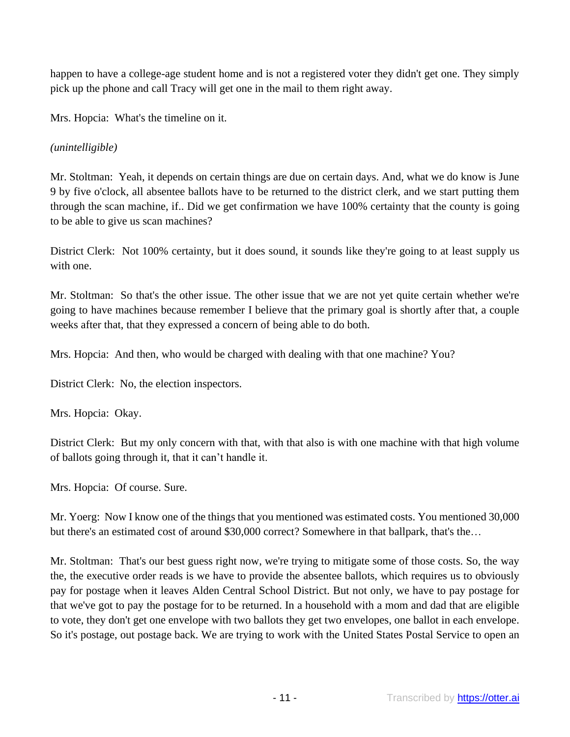happen to have a college-age student home and is not a registered voter they didn't get one. They simply pick up the phone and call Tracy will get one in the mail to them right away.

Mrs. Hopcia: What's the timeline on it.

*(unintelligible)*

Mr. Stoltman: Yeah, it depends on certain things are due on certain days. And, what we do know is June 9 by five o'clock, all absentee ballots have to be returned to the district clerk, and we start putting them through the scan machine, if.. Did we get confirmation we have 100% certainty that the county is going to be able to give us scan machines?

District Clerk: Not 100% certainty, but it does sound, it sounds like they're going to at least supply us with one.

Mr. Stoltman: So that's the other issue. The other issue that we are not yet quite certain whether we're going to have machines because remember I believe that the primary goal is shortly after that, a couple weeks after that, that they expressed a concern of being able to do both.

Mrs. Hopcia: And then, who would be charged with dealing with that one machine? You?

District Clerk: No, the election inspectors.

Mrs. Hopcia: Okay.

District Clerk: But my only concern with that, with that also is with one machine with that high volume of ballots going through it, that it can't handle it.

Mrs. Hopcia: Of course. Sure.

Mr. Yoerg: Now I know one of the things that you mentioned was estimated costs. You mentioned 30,000 but there's an estimated cost of around $30,000 correct? Somewhere in that ballpark, that's the…

Mr. Stoltman: That's our best guess right now, we're trying to mitigate some of those costs. So, the way the, the executive order reads is we have to provide the absentee ballots, which requires us to obviously pay for postage when it leaves Alden Central School District. But not only, we have to pay postage for that we've got to pay the postage for to be returned. In a household with a mom and dad that are eligible to vote, they don't get one envelope with two ballots they get two envelopes, one ballot in each envelope. So it's postage, out postage back. We are trying to work with the United States Postal Service to open an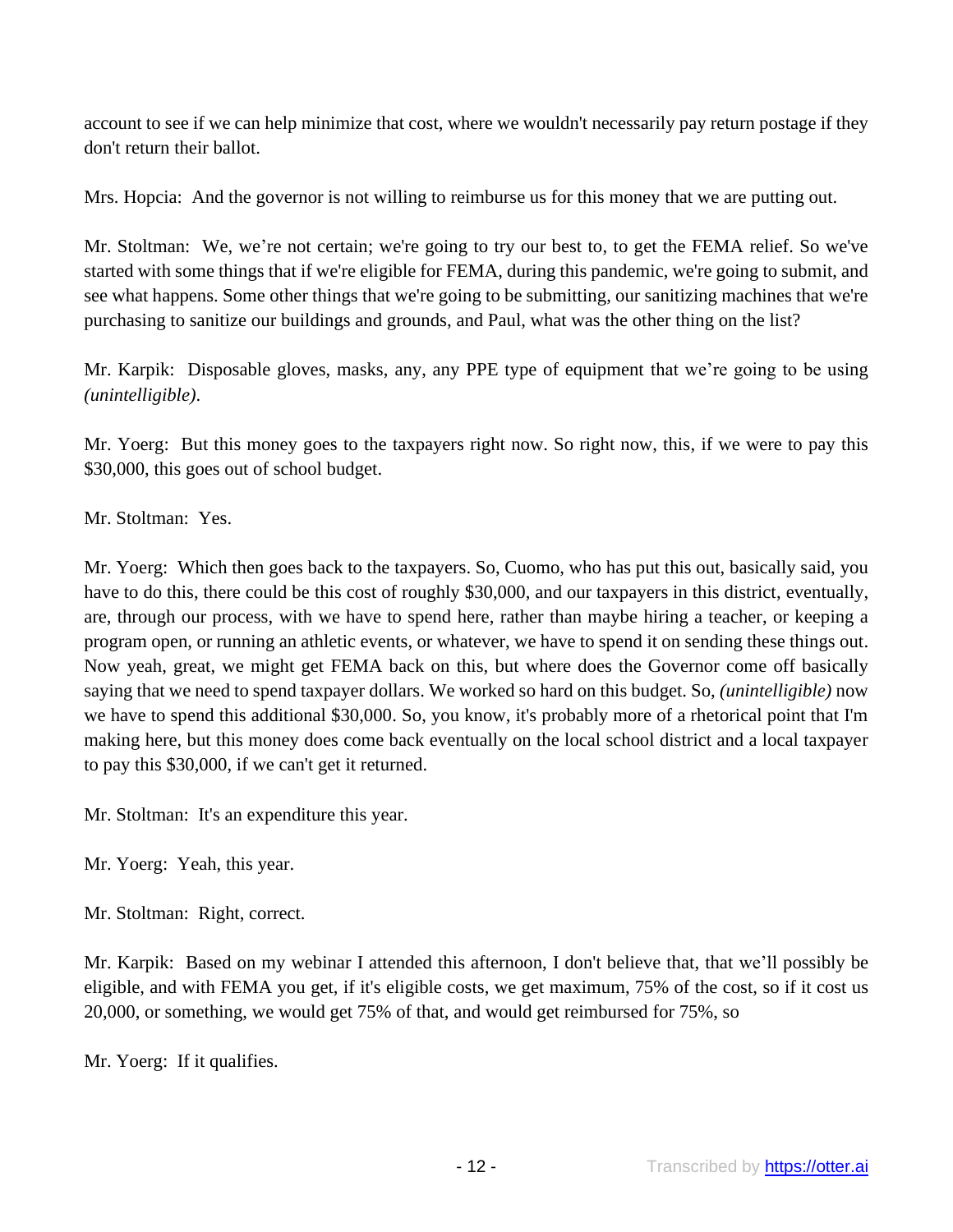account to see if we can help minimize that cost, where we wouldn't necessarily pay return postage if they don't return their ballot.

Mrs. Hopcia: And the governor is not willing to reimburse us for this money that we are putting out.

Mr. Stoltman: We, we're not certain; we're going to try our best to, to get the FEMA relief. So we've started with some things that if we're eligible for FEMA, during this pandemic, we're going to submit, and see what happens. Some other things that we're going to be submitting, our sanitizing machines that we're purchasing to sanitize our buildings and grounds, and Paul, what was the other thing on the list?

Mr. Karpik: Disposable gloves, masks, any, any PPE type of equipment that we're going to be using *(unintelligible)*.

Mr. Yoerg: But this money goes to the taxpayers right now. So right now, this, if we were to pay this $30,000, this goes out of school budget.

Mr. Stoltman: Yes.

Mr. Yoerg: Which then goes back to the taxpayers. So, Cuomo, who has put this out, basically said, you have to do this, there could be this cost of roughly $30,000, and our taxpayers in this district, eventually, are, through our process, with we have to spend here, rather than maybe hiring a teacher, or keeping a program open, or running an athletic events, or whatever, we have to spend it on sending these things out. Now yeah, great, we might get FEMA back on this, but where does the Governor come off basically saying that we need to spend taxpayer dollars. We worked so hard on this budget. So, *(unintelligible)* now we have to spend this additional $30,000. So, you know, it's probably more of a rhetorical point that I'm making here, but this money does come back eventually on the local school district and a local taxpayer to pay this $30,000, if we can't get it returned.

Mr. Stoltman: It's an expenditure this year.

Mr. Yoerg: Yeah, this year.

Mr. Stoltman: Right, correct.

Mr. Karpik: Based on my webinar I attended this afternoon, I don't believe that, that we'll possibly be eligible, and with FEMA you get, if it's eligible costs, we get maximum, 75% of the cost, so if it cost us 20,000, or something, we would get 75% of that, and would get reimbursed for 75%, so

Mr. Yoerg: If it qualifies.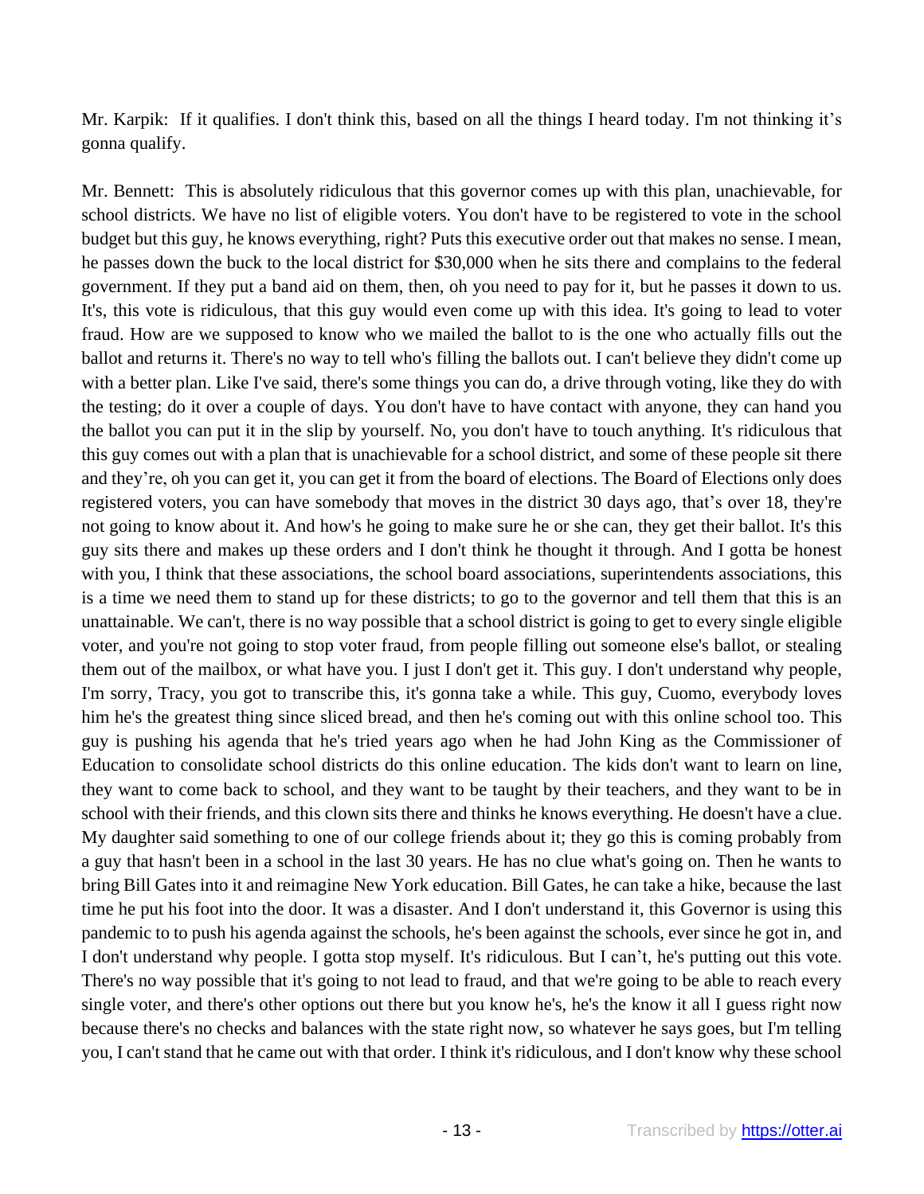Mr. Karpik: If it qualifies. I don't think this, based on all the things I heard today. I'm not thinking it's gonna qualify.

Mr. Bennett: This is absolutely ridiculous that this governor comes up with this plan, unachievable, for school districts. We have no list of eligible voters. You don't have to be registered to vote in the school budget but this guy, he knows everything, right? Puts this executive order out that makes no sense. I mean, he passes down the buck to the local district for $30,000 when he sits there and complains to the federal government. If they put a band aid on them, then, oh you need to pay for it, but he passes it down to us. It's, this vote is ridiculous, that this guy would even come up with this idea. It's going to lead to voter fraud. How are we supposed to know who we mailed the ballot to is the one who actually fills out the ballot and returns it. There's no way to tell who's filling the ballots out. I can't believe they didn't come up with a better plan. Like I've said, there's some things you can do, a drive through voting, like they do with the testing; do it over a couple of days. You don't have to have contact with anyone, they can hand you the ballot you can put it in the slip by yourself. No, you don't have to touch anything. It's ridiculous that this guy comes out with a plan that is unachievable for a school district, and some of these people sit there and they're, oh you can get it, you can get it from the board of elections. The Board of Elections only does registered voters, you can have somebody that moves in the district 30 days ago, that's over 18, they're not going to know about it. And how's he going to make sure he or she can, they get their ballot. It's this guy sits there and makes up these orders and I don't think he thought it through. And I gotta be honest with you, I think that these associations, the school board associations, superintendents associations, this is a time we need them to stand up for these districts; to go to the governor and tell them that this is an unattainable. We can't, there is no way possible that a school district is going to get to every single eligible voter, and you're not going to stop voter fraud, from people filling out someone else's ballot, or stealing them out of the mailbox, or what have you. I just I don't get it. This guy. I don't understand why people, I'm sorry, Tracy, you got to transcribe this, it's gonna take a while. This guy, Cuomo, everybody loves him he's the greatest thing since sliced bread, and then he's coming out with this online school too. This guy is pushing his agenda that he's tried years ago when he had John King as the Commissioner of Education to consolidate school districts do this online education. The kids don't want to learn on line, they want to come back to school, and they want to be taught by their teachers, and they want to be in school with their friends, and this clown sits there and thinks he knows everything. He doesn't have a clue. My daughter said something to one of our college friends about it; they go this is coming probably from a guy that hasn't been in a school in the last 30 years. He has no clue what's going on. Then he wants to bring Bill Gates into it and reimagine New York education. Bill Gates, he can take a hike, because the last time he put his foot into the door. It was a disaster. And I don't understand it, this Governor is using this pandemic to to push his agenda against the schools, he's been against the schools, ever since he got in, and I don't understand why people. I gotta stop myself. It's ridiculous. But I can't, he's putting out this vote. There's no way possible that it's going to not lead to fraud, and that we're going to be able to reach every single voter, and there's other options out there but you know he's, he's the know it all I guess right now because there's no checks and balances with the state right now, so whatever he says goes, but I'm telling you, I can't stand that he came out with that order. I think it's ridiculous, and I don't know why these school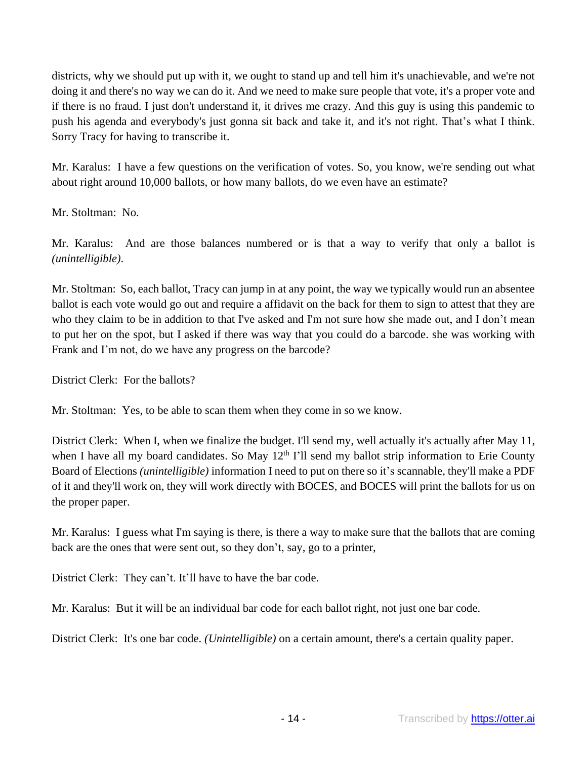districts, why we should put up with it, we ought to stand up and tell him it's unachievable, and we're not doing it and there's no way we can do it. And we need to make sure people that vote, it's a proper vote and if there is no fraud. I just don't understand it, it drives me crazy. And this guy is using this pandemic to push his agenda and everybody's just gonna sit back and take it, and it's not right. That's what I think. Sorry Tracy for having to transcribe it.

Mr. Karalus: I have a few questions on the verification of votes. So, you know, we're sending out what about right around 10,000 ballots, or how many ballots, do we even have an estimate?

Mr. Stoltman: No.

Mr. Karalus: And are those balances numbered or is that a way to verify that only a ballot is *(unintelligible)*.

Mr. Stoltman: So, each ballot, Tracy can jump in at any point, the way we typically would run an absentee ballot is each vote would go out and require a affidavit on the back for them to sign to attest that they are who they claim to be in addition to that I've asked and I'm not sure how she made out, and I don't mean to put her on the spot, but I asked if there was way that you could do a barcode. she was working with Frank and I'm not, do we have any progress on the barcode?

District Clerk: For the ballots?

Mr. Stoltman: Yes, to be able to scan them when they come in so we know.

District Clerk: When I, when we finalize the budget. I'll send my, well actually it's actually after May 11, when I have all my board candidates. So May 12th I'll send my ballot strip information to Erie County Board of Elections *(unintelligible)* information I need to put on there so it's scannable, they'll make a PDF of it and they'll work on, they will work directly with BOCES, and BOCES will print the ballots for us on the proper paper.

Mr. Karalus: I guess what I'm saying is there, is there a way to make sure that the ballots that are coming back are the ones that were sent out, so they don't, say, go to a printer,

District Clerk: They can't. It'll have to have the bar code.

Mr. Karalus: But it will be an individual bar code for each ballot right, not just one bar code.

District Clerk: It's one bar code. *(Unintelligible)* on a certain amount, there's a certain quality paper.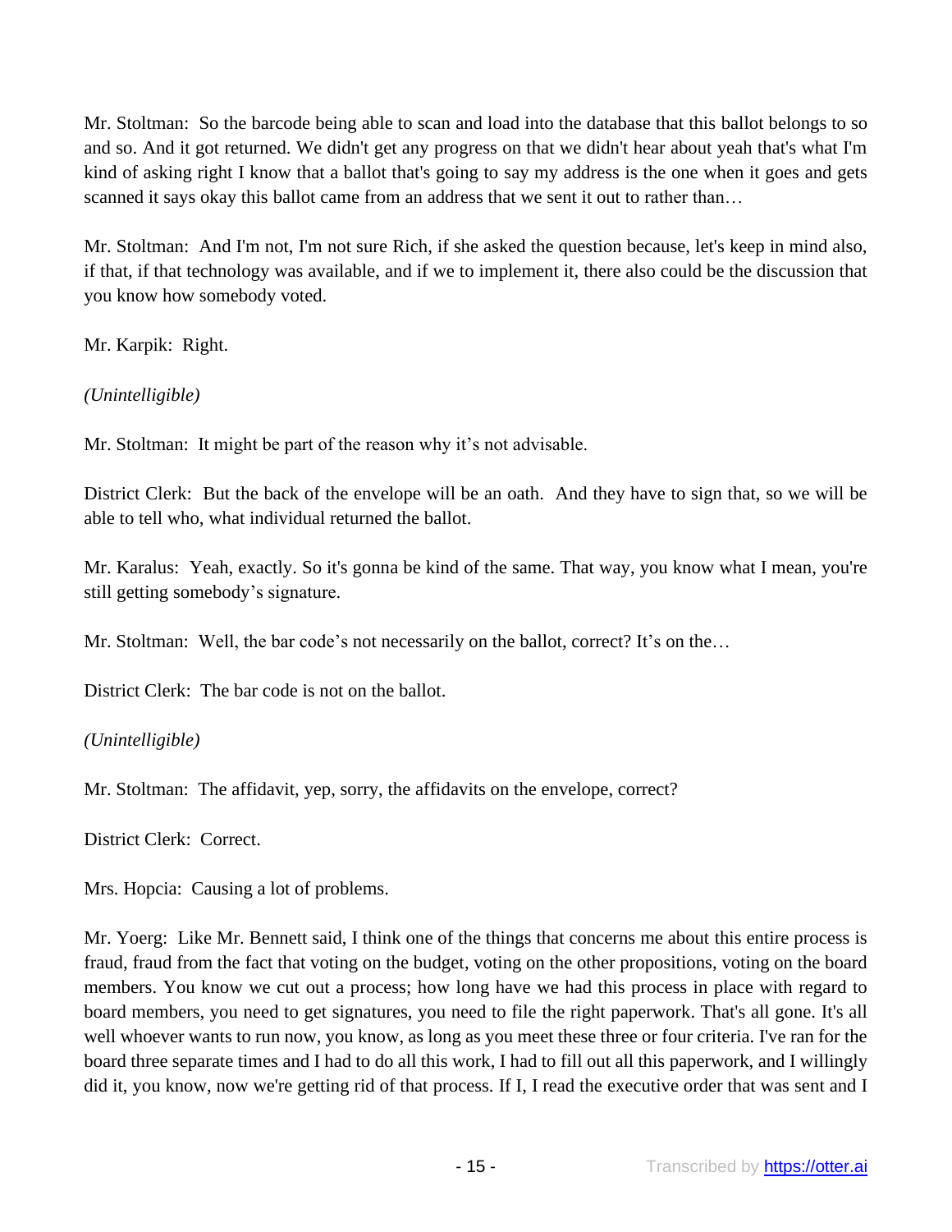Mr. Stoltman: So the barcode being able to scan and load into the database that this ballot belongs to so and so. And it got returned. We didn't get any progress on that we didn't hear about yeah that's what I'm kind of asking right I know that a ballot that's going to say my address is the one when it goes and gets scanned it says okay this ballot came from an address that we sent it out to rather than…

Mr. Stoltman: And I'm not, I'm not sure Rich, if she asked the question because, let's keep in mind also, if that, if that technology was available, and if we to implement it, there also could be the discussion that you know how somebody voted.

Mr. Karpik: Right.

*(Unintelligible)*

Mr. Stoltman: It might be part of the reason why it's not advisable.

District Clerk: But the back of the envelope will be an oath. And they have to sign that, so we will be able to tell who, what individual returned the ballot.

Mr. Karalus: Yeah, exactly. So it's gonna be kind of the same. That way, you know what I mean, you're still getting somebody's signature.

Mr. Stoltman: Well, the bar code's not necessarily on the ballot, correct? It's on the…

District Clerk: The bar code is not on the ballot.

*(Unintelligible)*

Mr. Stoltman: The affidavit, yep, sorry, the affidavits on the envelope, correct?

District Clerk: Correct.

Mrs. Hopcia: Causing a lot of problems.

Mr. Yoerg: Like Mr. Bennett said, I think one of the things that concerns me about this entire process is fraud, fraud from the fact that voting on the budget, voting on the other propositions, voting on the board members. You know we cut out a process; how long have we had this process in place with regard to board members, you need to get signatures, you need to file the right paperwork. That's all gone. It's all well whoever wants to run now, you know, as long as you meet these three or four criteria. I've ran for the board three separate times and I had to do all this work, I had to fill out all this paperwork, and I willingly did it, you know, now we're getting rid of that process. If I, I read the executive order that was sent and I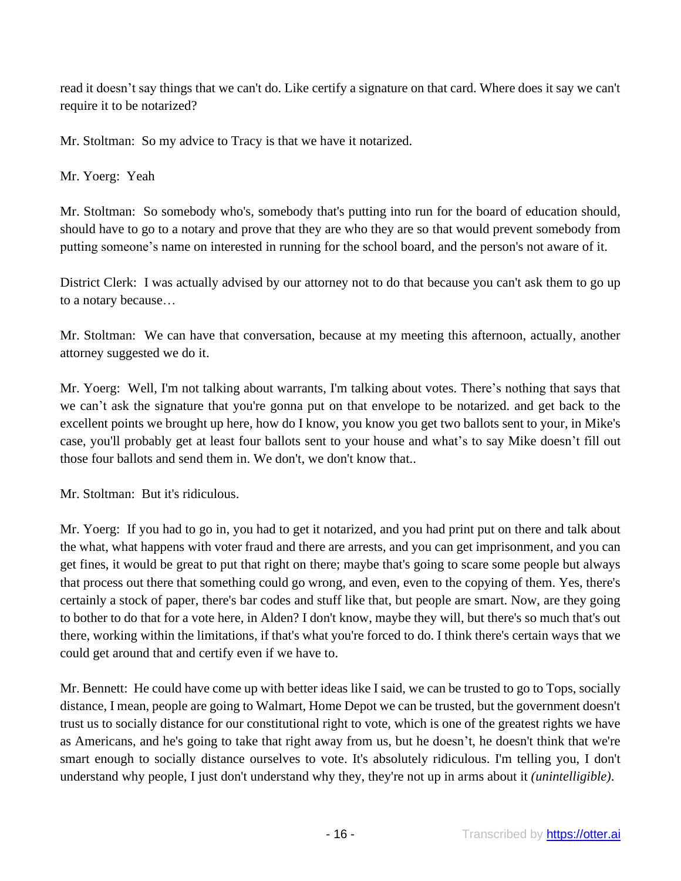read it doesn’t say things that we can't do. Like certify a signature on that card. Where does it say we can't require it to be notarized?

Mr. Stoltman: So my advice to Tracy is that we have it notarized.

Mr. Yoerg: Yeah

Mr. Stoltman: So somebody who's, somebody that's putting into run for the board of education should, should have to go to a notary and prove that they are who they are so that would prevent somebody from putting someone’s name on interested in running for the school board, and the person's not aware of it.

District Clerk: I was actually advised by our attorney not to do that because you can't ask them to go up to a notary because…

Mr. Stoltman: We can have that conversation, because at my meeting this afternoon, actually, another attorney suggested we do it.

Mr. Yoerg: Well, I'm not talking about warrants, I'm talking about votes. There’s nothing that says that we can’t ask the signature that you're gonna put on that envelope to be notarized. and get back to the excellent points we brought up here, how do I know, you know you get two ballots sent to your, in Mike's case, you'll probably get at least four ballots sent to your house and what’s to say Mike doesn’t fill out those four ballots and send them in. We don't, we don't know that..

Mr. Stoltman: But it's ridiculous.

Mr. Yoerg: If you had to go in, you had to get it notarized, and you had print put on there and talk about the what, what happens with voter fraud and there are arrests, and you can get imprisonment, and you can get fines, it would be great to put that right on there; maybe that's going to scare some people but always that process out there that something could go wrong, and even, even to the copying of them. Yes, there's certainly a stock of paper, there's bar codes and stuff like that, but people are smart. Now, are they going to bother to do that for a vote here, in Alden? I don't know, maybe they will, but there's so much that's out there, working within the limitations, if that's what you're forced to do. I think there's certain ways that we could get around that and certify even if we have to.

Mr. Bennett: He could have come up with better ideas like I said, we can be trusted to go to Tops, socially distance, I mean, people are going to Walmart, Home Depot we can be trusted, but the government doesn't trust us to socially distance for our constitutional right to vote, which is one of the greatest rights we have as Americans, and he's going to take that right away from us, but he doesn’t, he doesn't think that we're smart enough to socially distance ourselves to vote. It's absolutely ridiculous. I'm telling you, I don't understand why people, I just don't understand why they, they're not up in arms about it *(unintelligible)*.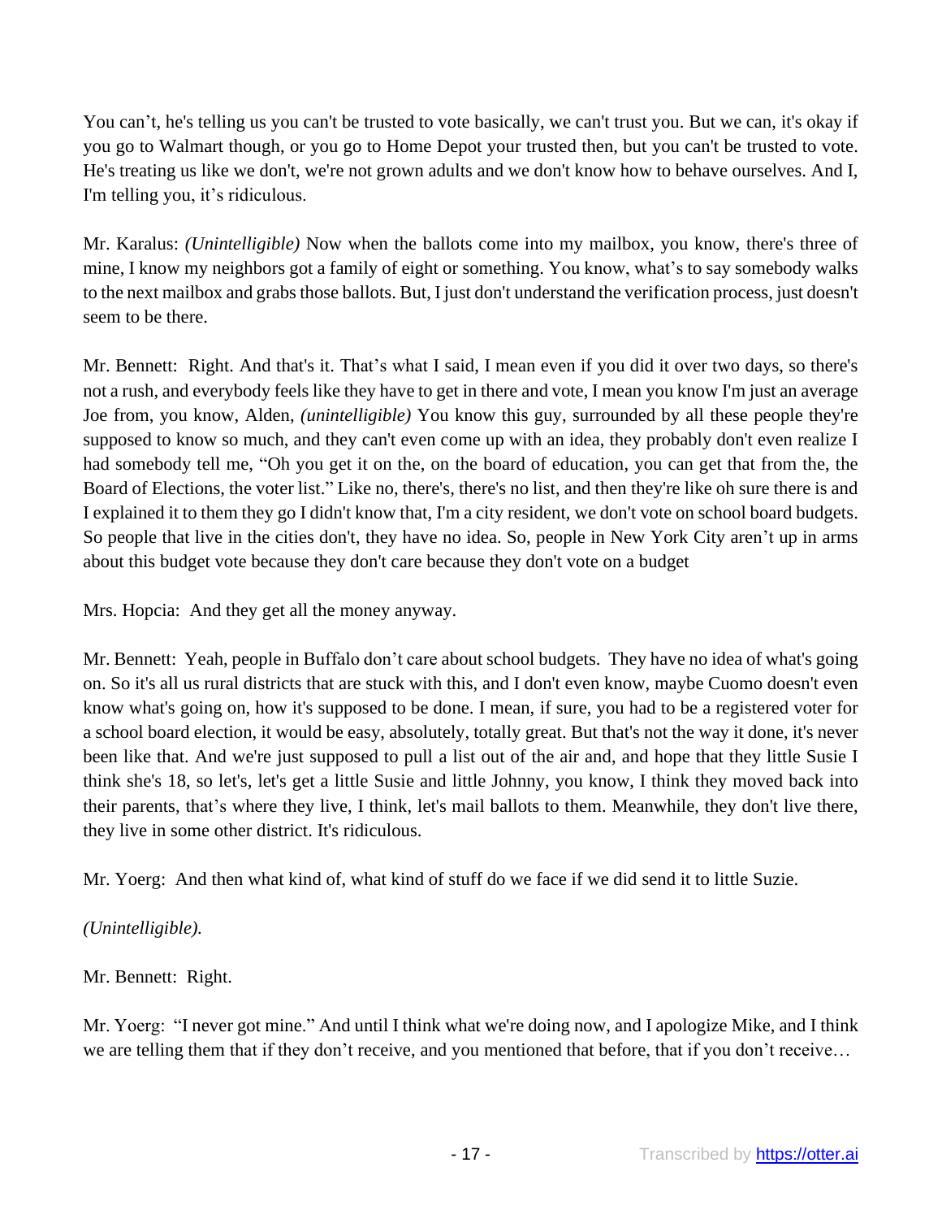You can't, he's telling us you can't be trusted to vote basically, we can't trust you. But we can, it's okay if you go to Walmart though, or you go to Home Depot your trusted then, but you can't be trusted to vote. He's treating us like we don't, we're not grown adults and we don't know how to behave ourselves. And I, I'm telling you, it's ridiculous.

Mr. Karalus: *(Unintelligible)* Now when the ballots come into my mailbox, you know, there's three of mine, I know my neighbors got a family of eight or something. You know, what's to say somebody walks to the next mailbox and grabs those ballots. But, I just don't understand the verification process, just doesn't seem to be there.

Mr. Bennett: Right. And that's it. That's what I said, I mean even if you did it over two days, so there's not a rush, and everybody feels like they have to get in there and vote, I mean you know I'm just an average Joe from, you know, Alden, *(unintelligible)* You know this guy, surrounded by all these people they're supposed to know so much, and they can't even come up with an idea, they probably don't even realize I had somebody tell me, "Oh you get it on the, on the board of education, you can get that from the, the Board of Elections, the voter list." Like no, there's, there's no list, and then they're like oh sure there is and I explained it to them they go I didn't know that, I'm a city resident, we don't vote on school board budgets. So people that live in the cities don't, they have no idea. So, people in New York City aren't up in arms about this budget vote because they don't care because they don't vote on a budget

Mrs. Hopcia: And they get all the money anyway.

Mr. Bennett: Yeah, people in Buffalo don't care about school budgets. They have no idea of what's going on. So it's all us rural districts that are stuck with this, and I don't even know, maybe Cuomo doesn't even know what's going on, how it's supposed to be done. I mean, if sure, you had to be a registered voter for a school board election, it would be easy, absolutely, totally great. But that's not the way it done, it's never been like that. And we're just supposed to pull a list out of the air and, and hope that they little Susie I think she's 18, so let's, let's get a little Susie and little Johnny, you know, I think they moved back into their parents, that's where they live, I think, let's mail ballots to them. Meanwhile, they don't live there, they live in some other district. It's ridiculous.

Mr. Yoerg: And then what kind of, what kind of stuff do we face if we did send it to little Suzie.

*(Unintelligible).*

Mr. Bennett: Right.

Mr. Yoerg: "I never got mine." And until I think what we're doing now, and I apologize Mike, and I think we are telling them that if they don't receive, and you mentioned that before, that if you don't receive…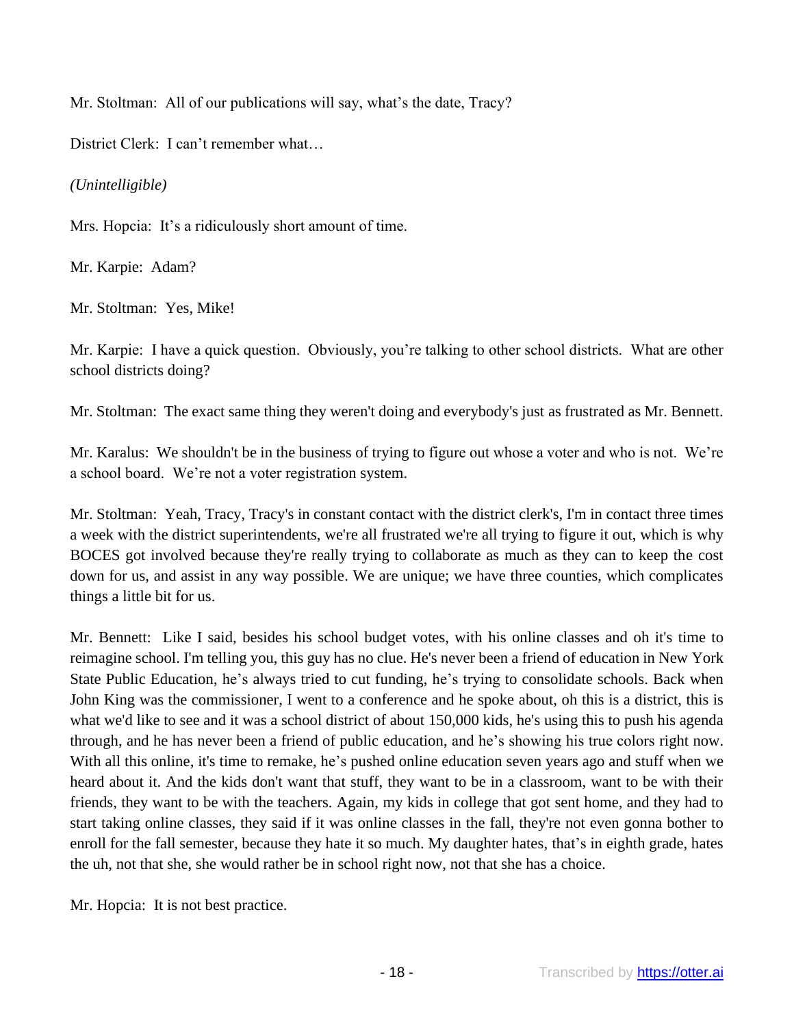Mr. Stoltman: All of our publications will say, what's the date, Tracy?

District Clerk: I can't remember what…

*(Unintelligible)*

Mrs. Hopcia: It's a ridiculously short amount of time.

Mr. Karpie: Adam?

Mr. Stoltman: Yes, Mike!

Mr. Karpie: I have a quick question. Obviously, you're talking to other school districts. What are other school districts doing?

Mr. Stoltman: The exact same thing they weren't doing and everybody's just as frustrated as Mr. Bennett.

Mr. Karalus: We shouldn't be in the business of trying to figure out whose a voter and who is not. We're a school board. We're not a voter registration system.

Mr. Stoltman: Yeah, Tracy, Tracy's in constant contact with the district clerk's, I'm in contact three times a week with the district superintendents, we're all frustrated we're all trying to figure it out, which is why BOCES got involved because they're really trying to collaborate as much as they can to keep the cost down for us, and assist in any way possible. We are unique; we have three counties, which complicates things a little bit for us.

Mr. Bennett: Like I said, besides his school budget votes, with his online classes and oh it's time to reimagine school. I'm telling you, this guy has no clue. He's never been a friend of education in New York State Public Education, he's always tried to cut funding, he's trying to consolidate schools. Back when John King was the commissioner, I went to a conference and he spoke about, oh this is a district, this is what we'd like to see and it was a school district of about 150,000 kids, he's using this to push his agenda through, and he has never been a friend of public education, and he's showing his true colors right now. With all this online, it's time to remake, he's pushed online education seven years ago and stuff when we heard about it. And the kids don't want that stuff, they want to be in a classroom, want to be with their friends, they want to be with the teachers. Again, my kids in college that got sent home, and they had to start taking online classes, they said if it was online classes in the fall, they're not even gonna bother to enroll for the fall semester, because they hate it so much. My daughter hates, that's in eighth grade, hates the uh, not that she, she would rather be in school right now, not that she has a choice.

Mr. Hopcia: It is not best practice.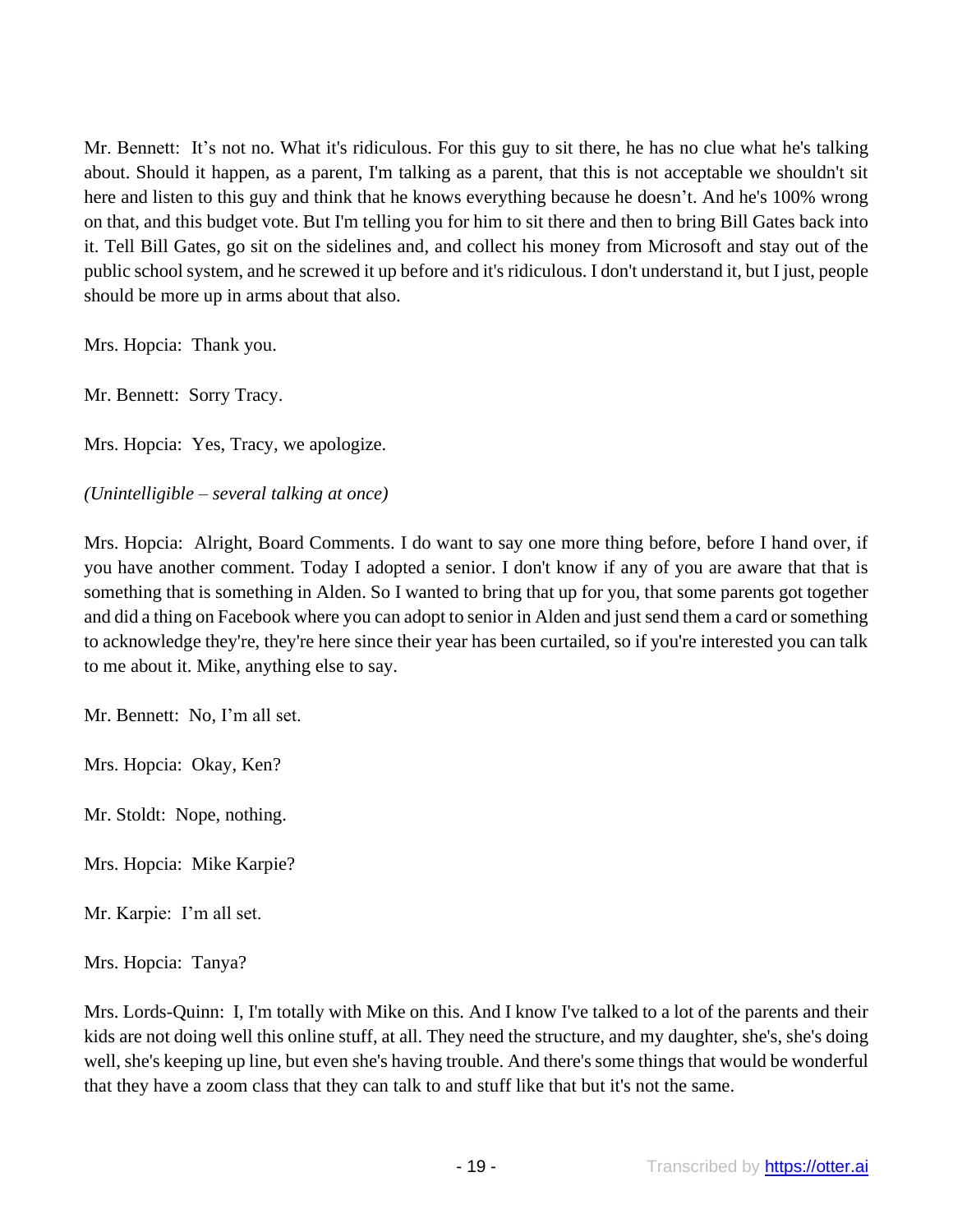Mr. Bennett: It's not no. What it's ridiculous. For this guy to sit there, he has no clue what he's talking about. Should it happen, as a parent, I'm talking as a parent, that this is not acceptable we shouldn't sit here and listen to this guy and think that he knows everything because he doesn't. And he's 100% wrong on that, and this budget vote. But I'm telling you for him to sit there and then to bring Bill Gates back into it. Tell Bill Gates, go sit on the sidelines and, and collect his money from Microsoft and stay out of the public school system, and he screwed it up before and it's ridiculous. I don't understand it, but I just, people should be more up in arms about that also.

Mrs. Hopcia: Thank you.

Mr. Bennett: Sorry Tracy.

Mrs. Hopcia: Yes, Tracy, we apologize.

*(Unintelligible – several talking at once)*

Mrs. Hopcia: Alright, Board Comments. I do want to say one more thing before, before I hand over, if you have another comment. Today I adopted a senior. I don't know if any of you are aware that that is something that is something in Alden. So I wanted to bring that up for you, that some parents got together and did a thing on Facebook where you can adopt to senior in Alden and just send them a card or something to acknowledge they're, they're here since their year has been curtailed, so if you're interested you can talk to me about it. Mike, anything else to say.

Mr. Bennett: No, I'm all set.

Mrs. Hopcia: Okay, Ken?

Mr. Stoldt: Nope, nothing.

Mrs. Hopcia: Mike Karpie?

Mr. Karpie: I'm all set.

Mrs. Hopcia: Tanya?

Mrs. Lords-Quinn: I, I'm totally with Mike on this. And I know I've talked to a lot of the parents and their kids are not doing well this online stuff, at all. They need the structure, and my daughter, she's, she's doing well, she's keeping up line, but even she's having trouble. And there's some things that would be wonderful that they have a zoom class that they can talk to and stuff like that but it's not the same.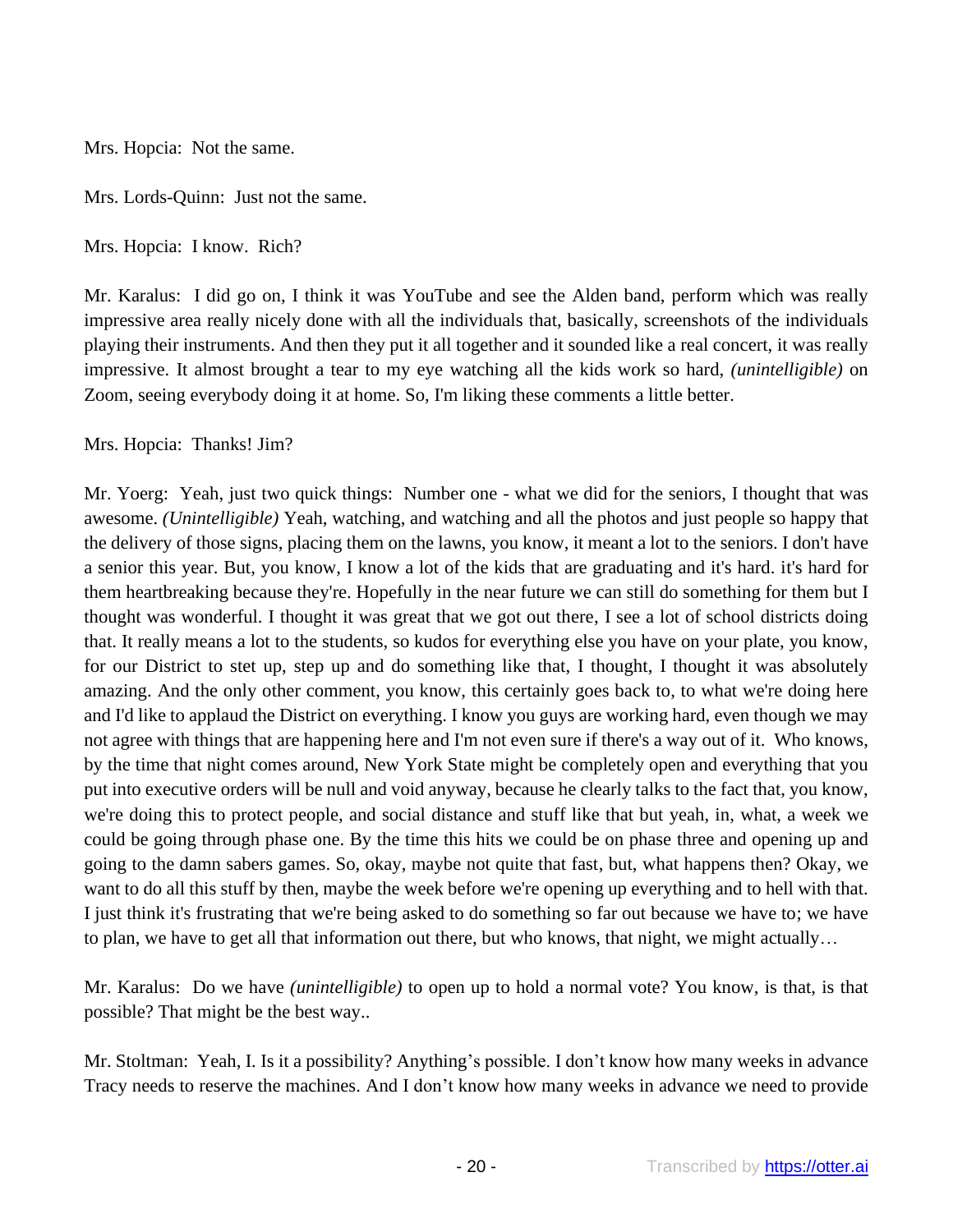Mrs. Hopcia: Not the same.

Mrs. Lords-Quinn: Just not the same.

Mrs. Hopcia: I know. Rich?

Mr. Karalus: I did go on, I think it was YouTube and see the Alden band, perform which was really impressive area really nicely done with all the individuals that, basically, screenshots of the individuals playing their instruments. And then they put it all together and it sounded like a real concert, it was really impressive. It almost brought a tear to my eye watching all the kids work so hard, *(unintelligible)* on Zoom, seeing everybody doing it at home. So, I'm liking these comments a little better.

Mrs. Hopcia: Thanks! Jim?

Mr. Yoerg: Yeah, just two quick things: Number one - what we did for the seniors, I thought that was awesome. *(Unintelligible)* Yeah, watching, and watching and all the photos and just people so happy that the delivery of those signs, placing them on the lawns, you know, it meant a lot to the seniors. I don't have a senior this year. But, you know, I know a lot of the kids that are graduating and it's hard. it's hard for them heartbreaking because they're. Hopefully in the near future we can still do something for them but I thought was wonderful. I thought it was great that we got out there, I see a lot of school districts doing that. It really means a lot to the students, so kudos for everything else you have on your plate, you know, for our District to stet up, step up and do something like that, I thought, I thought it was absolutely amazing. And the only other comment, you know, this certainly goes back to, to what we're doing here and I'd like to applaud the District on everything. I know you guys are working hard, even though we may not agree with things that are happening here and I'm not even sure if there's a way out of it. Who knows, by the time that night comes around, New York State might be completely open and everything that you put into executive orders will be null and void anyway, because he clearly talks to the fact that, you know, we're doing this to protect people, and social distance and stuff like that but yeah, in, what, a week we could be going through phase one. By the time this hits we could be on phase three and opening up and going to the damn sabers games. So, okay, maybe not quite that fast, but, what happens then? Okay, we want to do all this stuff by then, maybe the week before we're opening up everything and to hell with that. I just think it's frustrating that we're being asked to do something so far out because we have to; we have to plan, we have to get all that information out there, but who knows, that night, we might actually…

Mr. Karalus: Do we have *(unintelligible)* to open up to hold a normal vote? You know, is that, is that possible? That might be the best way..

Mr. Stoltman: Yeah, I. Is it a possibility? Anything's possible. I don't know how many weeks in advance Tracy needs to reserve the machines. And I don't know how many weeks in advance we need to provide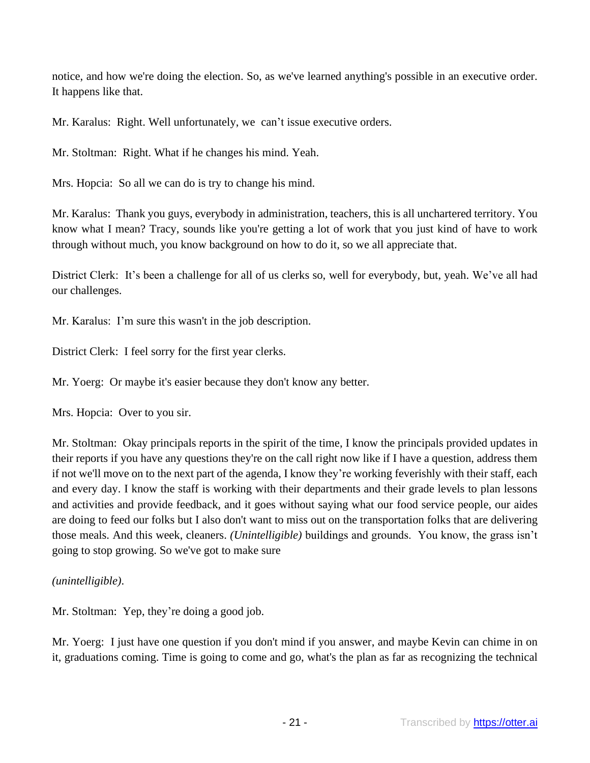notice, and how we're doing the election. So, as we've learned anything's possible in an executive order. It happens like that.

Mr. Karalus: Right. Well unfortunately, we can't issue executive orders.

Mr. Stoltman: Right. What if he changes his mind. Yeah.

Mrs. Hopcia: So all we can do is try to change his mind.

Mr. Karalus: Thank you guys, everybody in administration, teachers, this is all unchartered territory. You know what I mean? Tracy, sounds like you're getting a lot of work that you just kind of have to work through without much, you know background on how to do it, so we all appreciate that.

District Clerk: It's been a challenge for all of us clerks so, well for everybody, but, yeah. We've all had our challenges.

Mr. Karalus: I'm sure this wasn't in the job description.

District Clerk: I feel sorry for the first year clerks.

Mr. Yoerg: Or maybe it's easier because they don't know any better.

Mrs. Hopcia: Over to you sir.

Mr. Stoltman: Okay principals reports in the spirit of the time, I know the principals provided updates in their reports if you have any questions they're on the call right now like if I have a question, address them if not we'll move on to the next part of the agenda, I know they're working feverishly with their staff, each and every day. I know the staff is working with their departments and their grade levels to plan lessons and activities and provide feedback, and it goes without saying what our food service people, our aides are doing to feed our folks but I also don't want to miss out on the transportation folks that are delivering those meals. And this week, cleaners. *(Unintelligible)* buildings and grounds. You know, the grass isn't going to stop growing. So we've got to make sure

*(unintelligible)*.

Mr. Stoltman: Yep, they're doing a good job.

Mr. Yoerg: I just have one question if you don't mind if you answer, and maybe Kevin can chime in on it, graduations coming. Time is going to come and go, what's the plan as far as recognizing the technical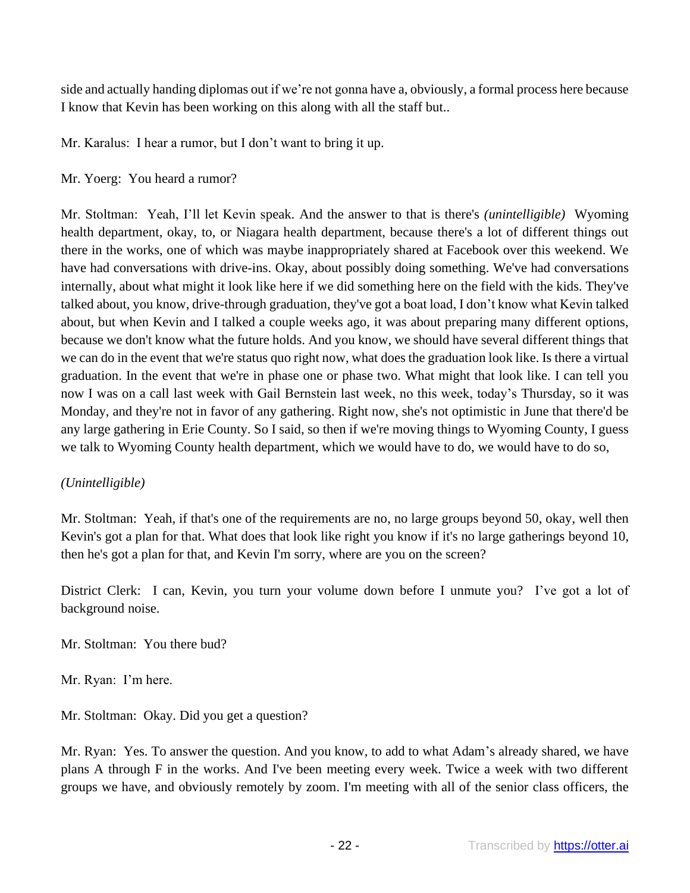side and actually handing diplomas out if we're not gonna have a, obviously, a formal process here because I know that Kevin has been working on this along with all the staff but..

Mr. Karalus: I hear a rumor, but I don't want to bring it up.

Mr. Yoerg: You heard a rumor?

Mr. Stoltman: Yeah, I'll let Kevin speak. And the answer to that is there's *(unintelligible)* Wyoming health department, okay, to, or Niagara health department, because there's a lot of different things out there in the works, one of which was maybe inappropriately shared at Facebook over this weekend. We have had conversations with drive-ins. Okay, about possibly doing something. We've had conversations internally, about what might it look like here if we did something here on the field with the kids. They've talked about, you know, drive-through graduation, they've got a boat load, I don't know what Kevin talked about, but when Kevin and I talked a couple weeks ago, it was about preparing many different options, because we don't know what the future holds. And you know, we should have several different things that we can do in the event that we're status quo right now, what does the graduation look like. Is there a virtual graduation. In the event that we're in phase one or phase two. What might that look like. I can tell you now I was on a call last week with Gail Bernstein last week, no this week, today's Thursday, so it was Monday, and they're not in favor of any gathering. Right now, she's not optimistic in June that there'd be any large gathering in Erie County. So I said, so then if we're moving things to Wyoming County, I guess we talk to Wyoming County health department, which we would have to do, we would have to do so,

*(Unintelligible)*

Mr. Stoltman: Yeah, if that's one of the requirements are no, no large groups beyond 50, okay, well then Kevin's got a plan for that. What does that look like right you know if it's no large gatherings beyond 10, then he's got a plan for that, and Kevin I'm sorry, where are you on the screen?

District Clerk: I can, Kevin, you turn your volume down before I unmute you? I've got a lot of background noise.

Mr. Stoltman: You there bud?

Mr. Ryan: I'm here.

Mr. Stoltman: Okay. Did you get a question?

Mr. Ryan: Yes. To answer the question. And you know, to add to what Adam's already shared, we have plans A through F in the works. And I've been meeting every week. Twice a week with two different groups we have, and obviously remotely by zoom. I'm meeting with all of the senior class officers, the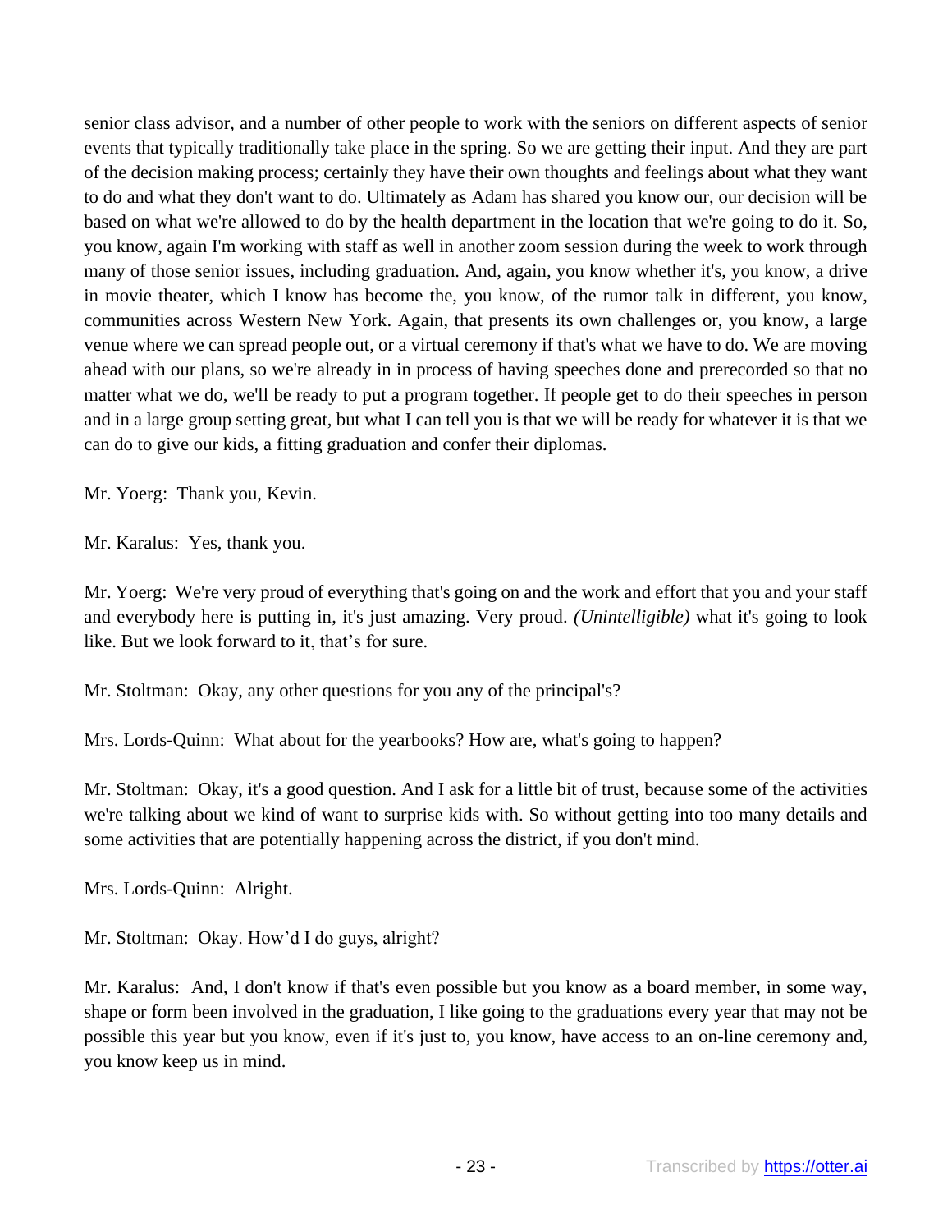senior class advisor, and a number of other people to work with the seniors on different aspects of senior events that typically traditionally take place in the spring. So we are getting their input. And they are part of the decision making process; certainly they have their own thoughts and feelings about what they want to do and what they don't want to do. Ultimately as Adam has shared you know our, our decision will be based on what we're allowed to do by the health department in the location that we're going to do it. So, you know, again I'm working with staff as well in another zoom session during the week to work through many of those senior issues, including graduation. And, again, you know whether it's, you know, a drive in movie theater, which I know has become the, you know, of the rumor talk in different, you know, communities across Western New York. Again, that presents its own challenges or, you know, a large venue where we can spread people out, or a virtual ceremony if that's what we have to do. We are moving ahead with our plans, so we're already in in process of having speeches done and prerecorded so that no matter what we do, we'll be ready to put a program together. If people get to do their speeches in person and in a large group setting great, but what I can tell you is that we will be ready for whatever it is that we can do to give our kids, a fitting graduation and confer their diplomas.

Mr. Yoerg: Thank you, Kevin.

Mr. Karalus: Yes, thank you.

Mr. Yoerg: We're very proud of everything that's going on and the work and effort that you and your staff and everybody here is putting in, it's just amazing. Very proud. *(Unintelligible)* what it's going to look like. But we look forward to it, that's for sure.

Mr. Stoltman: Okay, any other questions for you any of the principal's?

Mrs. Lords-Quinn: What about for the yearbooks? How are, what's going to happen?

Mr. Stoltman: Okay, it's a good question. And I ask for a little bit of trust, because some of the activities we're talking about we kind of want to surprise kids with. So without getting into too many details and some activities that are potentially happening across the district, if you don't mind.

Mrs. Lords-Quinn: Alright.

Mr. Stoltman: Okay. How'd I do guys, alright?

Mr. Karalus: And, I don't know if that's even possible but you know as a board member, in some way, shape or form been involved in the graduation, I like going to the graduations every year that may not be possible this year but you know, even if it's just to, you know, have access to an on-line ceremony and, you know keep us in mind.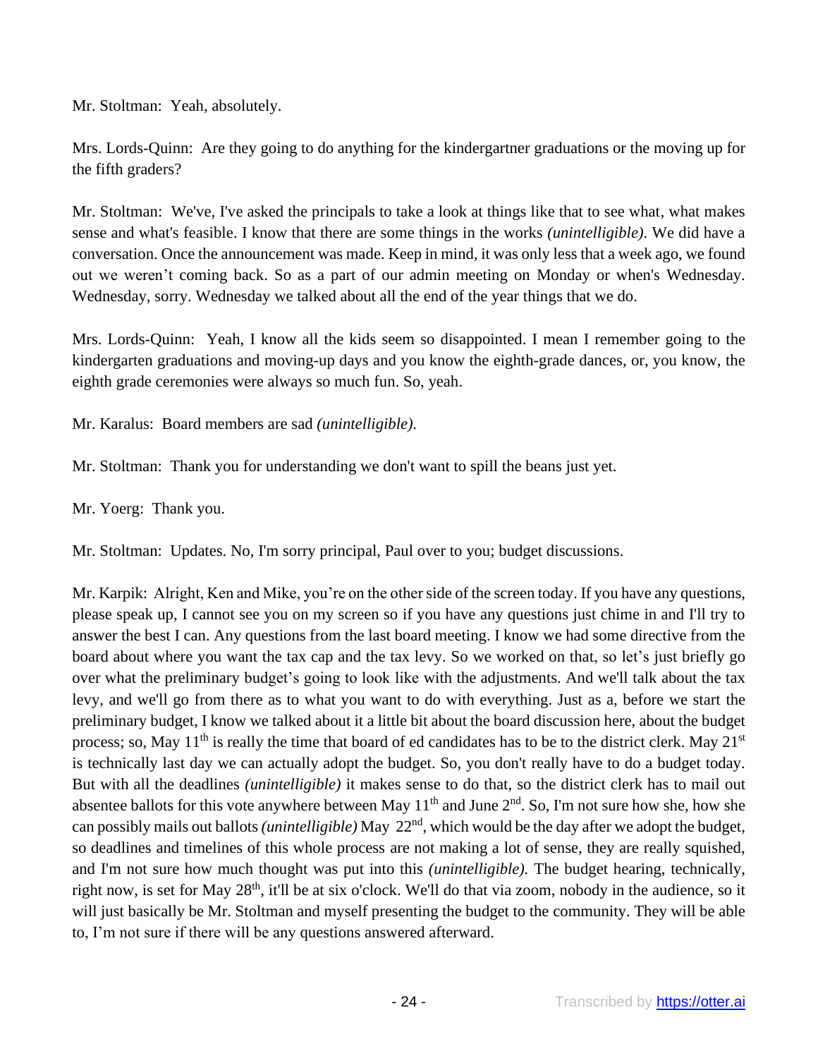Mr. Stoltman: Yeah, absolutely.

Mrs. Lords-Quinn: Are they going to do anything for the kindergartner graduations or the moving up for the fifth graders?

Mr. Stoltman: We've, I've asked the principals to take a look at things like that to see what, what makes sense and what's feasible. I know that there are some things in the works *(unintelligible)*. We did have a conversation. Once the announcement was made. Keep in mind, it was only less that a week ago, we found out we weren't coming back. So as a part of our admin meeting on Monday or when's Wednesday. Wednesday, sorry. Wednesday we talked about all the end of the year things that we do.

Mrs. Lords-Quinn: Yeah, I know all the kids seem so disappointed. I mean I remember going to the kindergarten graduations and moving-up days and you know the eighth-grade dances, or, you know, the eighth grade ceremonies were always so much fun. So, yeah.

Mr. Karalus: Board members are sad *(unintelligible).*

Mr. Stoltman: Thank you for understanding we don't want to spill the beans just yet.

Mr. Yoerg: Thank you.

Mr. Stoltman: Updates. No, I'm sorry principal, Paul over to you; budget discussions.

Mr. Karpik: Alright, Ken and Mike, you're on the other side of the screen today. If you have any questions, please speak up, I cannot see you on my screen so if you have any questions just chime in and I'll try to answer the best I can. Any questions from the last board meeting. I know we had some directive from the board about where you want the tax cap and the tax levy. So we worked on that, so let's just briefly go over what the preliminary budget's going to look like with the adjustments. And we'll talk about the tax levy, and we'll go from there as to what you want to do with everything. Just as a, before we start the preliminary budget, I know we talked about it a little bit about the board discussion here, about the budget process; so, May 11th is really the time that board of ed candidates has to be to the district clerk. May 21st is technically last day we can actually adopt the budget. So, you don't really have to do a budget today. But with all the deadlines *(unintelligible)* it makes sense to do that, so the district clerk has to mail out absentee ballots for this vote anywhere between May 11th and June 2nd. So, I'm not sure how she, how she can possibly mails out ballots *(unintelligible)* May 22nd, which would be the day after we adopt the budget, so deadlines and timelines of this whole process are not making a lot of sense, they are really squished, and I'm not sure how much thought was put into this *(unintelligible).* The budget hearing, technically, right now, is set for May 28th, it'll be at six o'clock. We'll do that via zoom, nobody in the audience, so it will just basically be Mr. Stoltman and myself presenting the budget to the community. They will be able to, I'm not sure if there will be any questions answered afterward.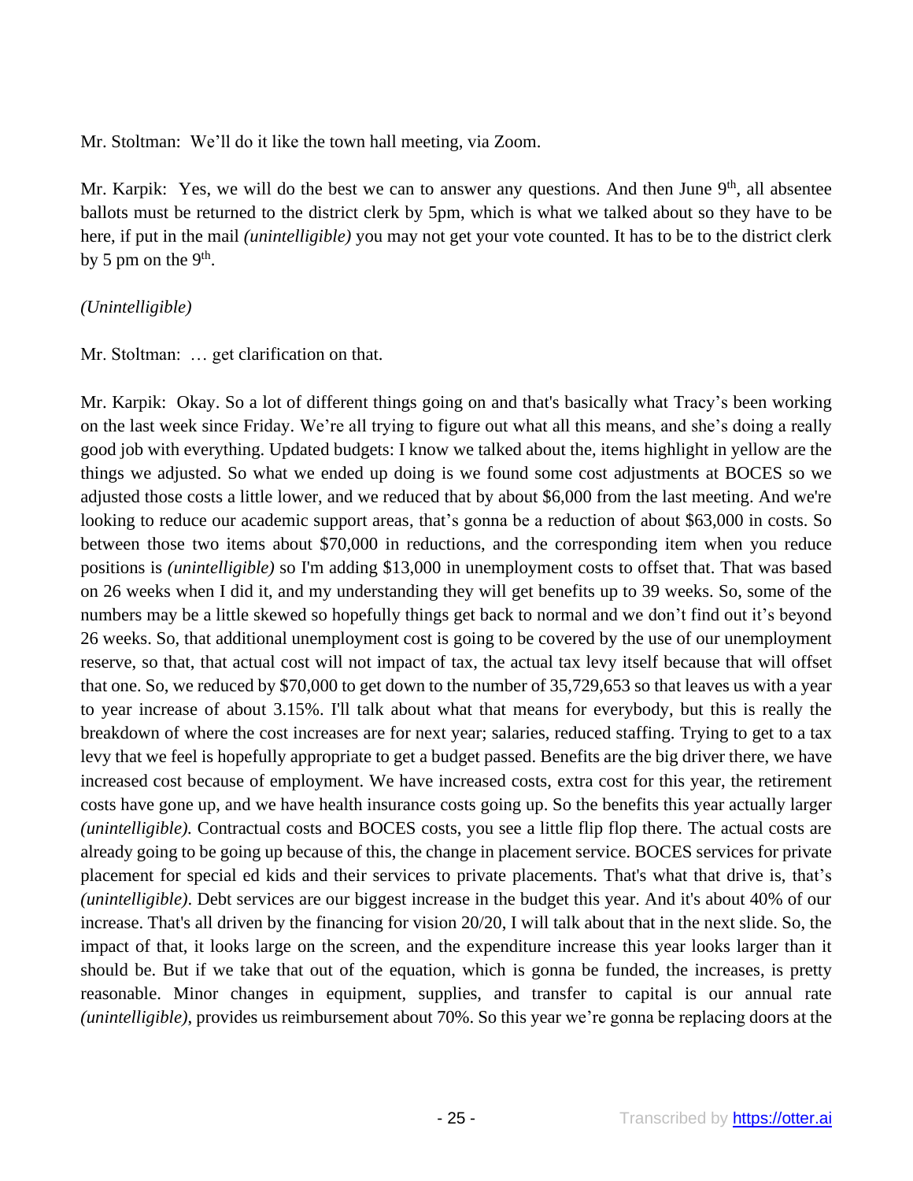Mr. Stoltman: We'll do it like the town hall meeting, via Zoom.

Mr. Karpik: Yes, we will do the best we can to answer any questions. And then June 9th, all absentee ballots must be returned to the district clerk by 5pm, which is what we talked about so they have to be here, if put in the mail *(unintelligible)* you may not get your vote counted. It has to be to the district clerk by 5 pm on the 9th.

*(Unintelligible)*

Mr. Stoltman: … get clarification on that.

Mr. Karpik: Okay. So a lot of different things going on and that's basically what Tracy's been working on the last week since Friday. We're all trying to figure out what all this means, and she's doing a really good job with everything. Updated budgets: I know we talked about the, items highlight in yellow are the things we adjusted. So what we ended up doing is we found some cost adjustments at BOCES so we adjusted those costs a little lower, and we reduced that by about $6,000 from the last meeting. And we're looking to reduce our academic support areas, that's gonna be a reduction of about $63,000 in costs. So between those two items about $70,000 in reductions, and the corresponding item when you reduce positions is *(unintelligible)* so I'm adding $13,000 in unemployment costs to offset that. That was based on 26 weeks when I did it, and my understanding they will get benefits up to 39 weeks. So, some of the numbers may be a little skewed so hopefully things get back to normal and we don't find out it's beyond 26 weeks. So, that additional unemployment cost is going to be covered by the use of our unemployment reserve, so that, that actual cost will not impact of tax, the actual tax levy itself because that will offset that one. So, we reduced by $70,000 to get down to the number of 35,729,653 so that leaves us with a year to year increase of about 3.15%. I'll talk about what that means for everybody, but this is really the breakdown of where the cost increases are for next year; salaries, reduced staffing. Trying to get to a tax levy that we feel is hopefully appropriate to get a budget passed. Benefits are the big driver there, we have increased cost because of employment. We have increased costs, extra cost for this year, the retirement costs have gone up, and we have health insurance costs going up. So the benefits this year actually larger *(unintelligible).* Contractual costs and BOCES costs, you see a little flip flop there. The actual costs are already going to be going up because of this, the change in placement service. BOCES services for private placement for special ed kids and their services to private placements. That's what that drive is, that's *(unintelligible)*. Debt services are our biggest increase in the budget this year. And it's about 40% of our increase. That's all driven by the financing for vision 20/20, I will talk about that in the next slide. So, the impact of that, it looks large on the screen, and the expenditure increase this year looks larger than it should be. But if we take that out of the equation, which is gonna be funded, the increases, is pretty reasonable. Minor changes in equipment, supplies, and transfer to capital is our annual rate *(unintelligible)*, provides us reimbursement about 70%. So this year we're gonna be replacing doors at the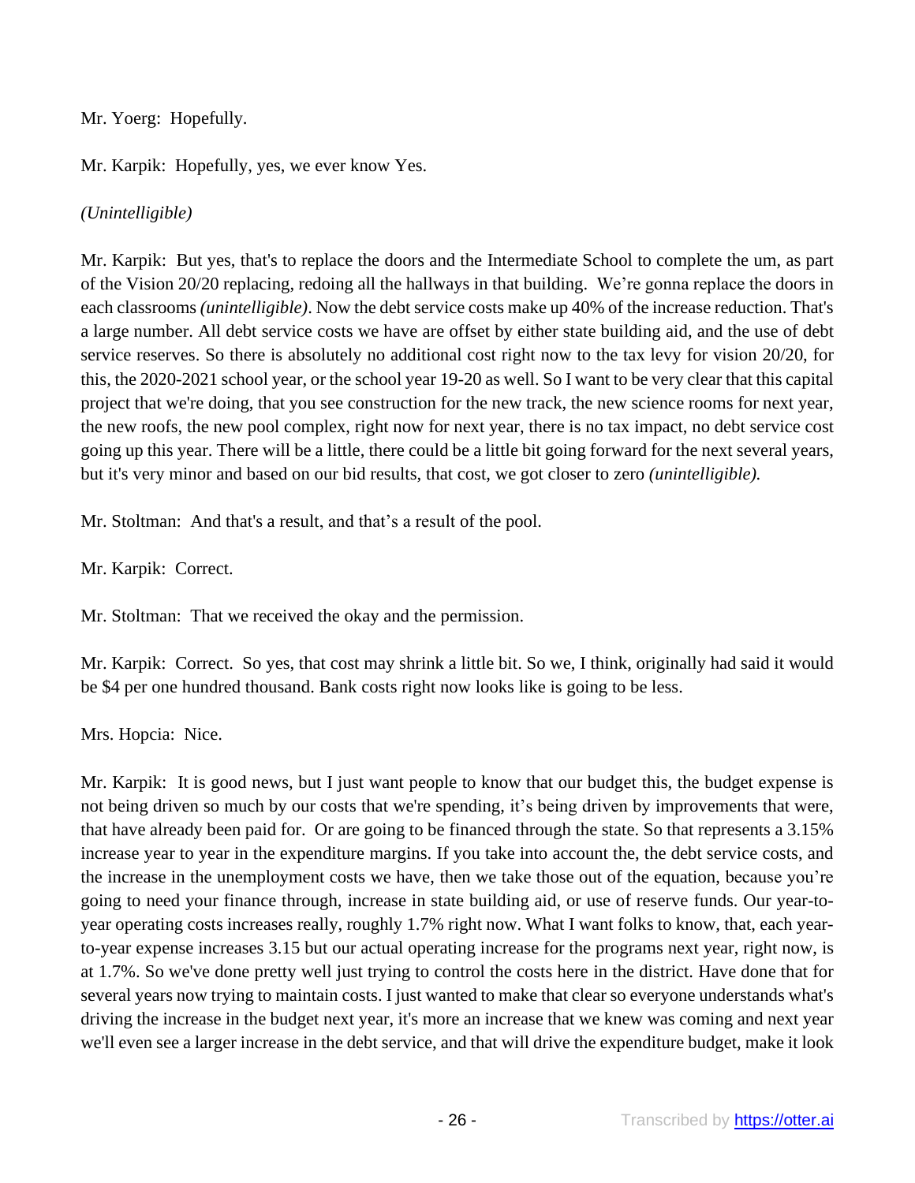Mr. Yoerg: Hopefully.

Mr. Karpik: Hopefully, yes, we ever know Yes.

*(Unintelligible)*

Mr. Karpik: But yes, that's to replace the doors and the Intermediate School to complete the um, as part of the Vision 20/20 replacing, redoing all the hallways in that building. We're gonna replace the doors in each classrooms *(unintelligible)*. Now the debt service costs make up 40% of the increase reduction. That's a large number. All debt service costs we have are offset by either state building aid, and the use of debt service reserves. So there is absolutely no additional cost right now to the tax levy for vision 20/20, for this, the 2020-2021 school year, or the school year 19-20 as well. So I want to be very clear that this capital project that we're doing, that you see construction for the new track, the new science rooms for next year, the new roofs, the new pool complex, right now for next year, there is no tax impact, no debt service cost going up this year. There will be a little, there could be a little bit going forward for the next several years, but it's very minor and based on our bid results, that cost, we got closer to zero *(unintelligible).*

Mr. Stoltman: And that's a result, and that's a result of the pool.

Mr. Karpik: Correct.

Mr. Stoltman: That we received the okay and the permission.

Mr. Karpik: Correct. So yes, that cost may shrink a little bit. So we, I think, originally had said it would be $4 per one hundred thousand. Bank costs right now looks like is going to be less.

Mrs. Hopcia: Nice.

Mr. Karpik: It is good news, but I just want people to know that our budget this, the budget expense is not being driven so much by our costs that we're spending, it's being driven by improvements that were, that have already been paid for. Or are going to be financed through the state. So that represents a 3.15% increase year to year in the expenditure margins. If you take into account the, the debt service costs, and the increase in the unemployment costs we have, then we take those out of the equation, because you're going to need your finance through, increase in state building aid, or use of reserve funds. Our year-to-year operating costs increases really, roughly 1.7% right now. What I want folks to know, that, each year-to-year expense increases 3.15 but our actual operating increase for the programs next year, right now, is at 1.7%. So we've done pretty well just trying to control the costs here in the district. Have done that for several years now trying to maintain costs. I just wanted to make that clear so everyone understands what's driving the increase in the budget next year, it's more an increase that we knew was coming and next year we'll even see a larger increase in the debt service, and that will drive the expenditure budget, make it look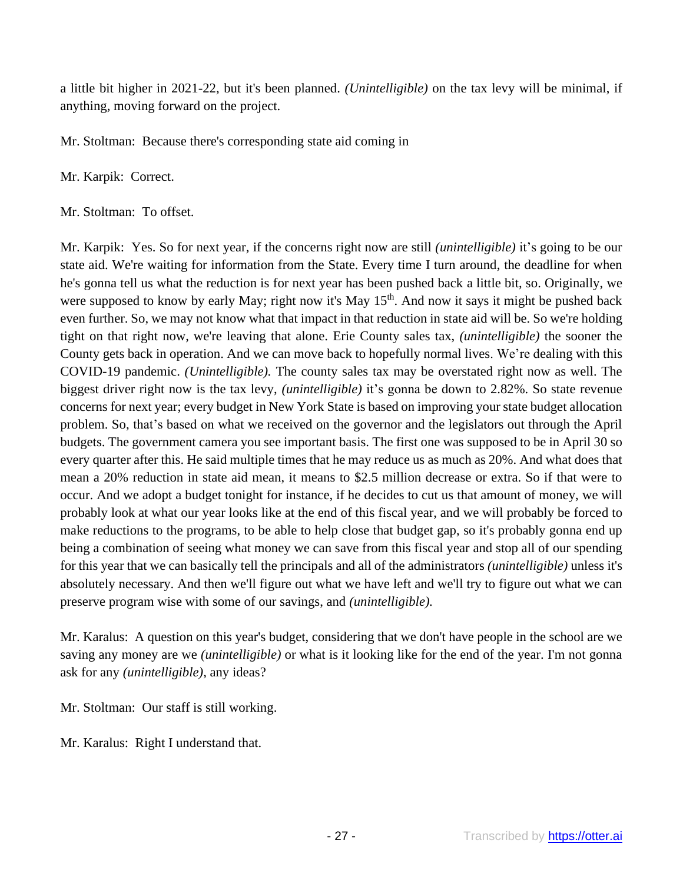a little bit higher in 2021-22, but it's been planned. *(Unintelligible)* on the tax levy will be minimal, if anything, moving forward on the project.

Mr. Stoltman: Because there's corresponding state aid coming in

Mr. Karpik: Correct.

Mr. Stoltman: To offset.

Mr. Karpik: Yes. So for next year, if the concerns right now are still *(unintelligible)* it's going to be our state aid. We're waiting for information from the State. Every time I turn around, the deadline for when he's gonna tell us what the reduction is for next year has been pushed back a little bit, so. Originally, we were supposed to know by early May; right now it's May 15th. And now it says it might be pushed back even further. So, we may not know what that impact in that reduction in state aid will be. So we're holding tight on that right now, we're leaving that alone. Erie County sales tax, *(unintelligible)* the sooner the County gets back in operation. And we can move back to hopefully normal lives. We're dealing with this COVID-19 pandemic. *(Unintelligible).* The county sales tax may be overstated right now as well. The biggest driver right now is the tax levy, *(unintelligible)* it's gonna be down to 2.82%. So state revenue concerns for next year; every budget in New York State is based on improving your state budget allocation problem. So, that's based on what we received on the governor and the legislators out through the April budgets. The government camera you see important basis. The first one was supposed to be in April 30 so every quarter after this. He said multiple times that he may reduce us as much as 20%. And what does that mean a 20% reduction in state aid mean, it means to $2.5 million decrease or extra. So if that were to occur. And we adopt a budget tonight for instance, if he decides to cut us that amount of money, we will probably look at what our year looks like at the end of this fiscal year, and we will probably be forced to make reductions to the programs, to be able to help close that budget gap, so it's probably gonna end up being a combination of seeing what money we can save from this fiscal year and stop all of our spending for this year that we can basically tell the principals and all of the administrators *(unintelligible)* unless it's absolutely necessary. And then we'll figure out what we have left and we'll try to figure out what we can preserve program wise with some of our savings, and *(unintelligible).*

Mr. Karalus: A question on this year's budget, considering that we don't have people in the school are we saving any money are we *(unintelligible)* or what is it looking like for the end of the year. I'm not gonna ask for any *(unintelligible)*, any ideas?

Mr. Stoltman: Our staff is still working.

Mr. Karalus: Right I understand that.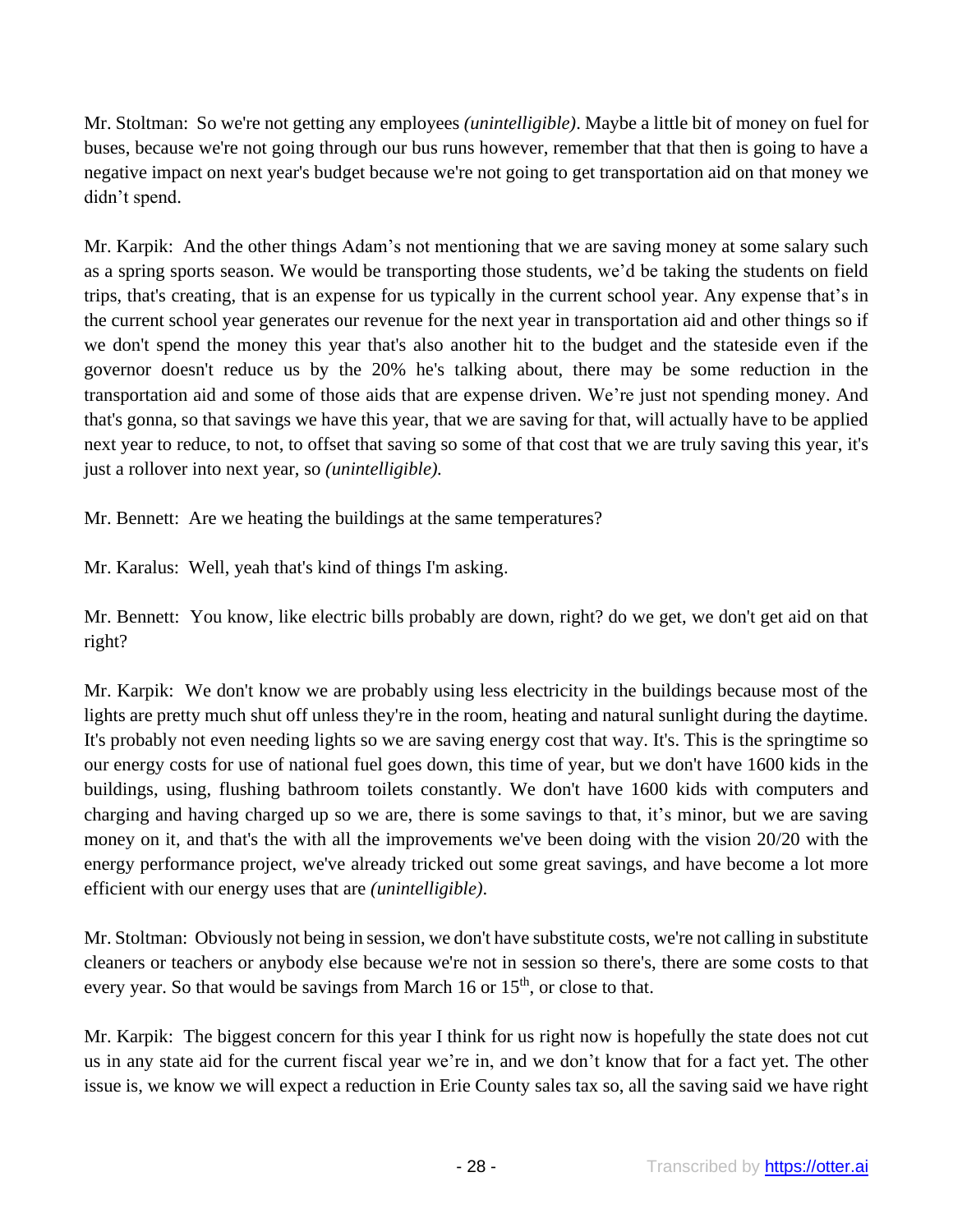Mr. Stoltman: So we're not getting any employees *(unintelligible)*. Maybe a little bit of money on fuel for buses, because we're not going through our bus runs however, remember that that then is going to have a negative impact on next year's budget because we're not going to get transportation aid on that money we didn't spend.

Mr. Karpik: And the other things Adam's not mentioning that we are saving money at some salary such as a spring sports season. We would be transporting those students, we'd be taking the students on field trips, that's creating, that is an expense for us typically in the current school year. Any expense that's in the current school year generates our revenue for the next year in transportation aid and other things so if we don't spend the money this year that's also another hit to the budget and the stateside even if the governor doesn't reduce us by the 20% he's talking about, there may be some reduction in the transportation aid and some of those aids that are expense driven. We're just not spending money. And that's gonna, so that savings we have this year, that we are saving for that, will actually have to be applied next year to reduce, to not, to offset that saving so some of that cost that we are truly saving this year, it's just a rollover into next year, so *(unintelligible).*

Mr. Bennett: Are we heating the buildings at the same temperatures?

Mr. Karalus: Well, yeah that's kind of things I'm asking.

Mr. Bennett: You know, like electric bills probably are down, right? do we get, we don't get aid on that right?

Mr. Karpik: We don't know we are probably using less electricity in the buildings because most of the lights are pretty much shut off unless they're in the room, heating and natural sunlight during the daytime. It's probably not even needing lights so we are saving energy cost that way. It's. This is the springtime so our energy costs for use of national fuel goes down, this time of year, but we don't have 1600 kids in the buildings, using, flushing bathroom toilets constantly. We don't have 1600 kids with computers and charging and having charged up so we are, there is some savings to that, it's minor, but we are saving money on it, and that's the with all the improvements we've been doing with the vision 20/20 with the energy performance project, we've already tricked out some great savings, and have become a lot more efficient with our energy uses that are *(unintelligible)*.

Mr. Stoltman: Obviously not being in session, we don't have substitute costs, we're not calling in substitute cleaners or teachers or anybody else because we're not in session so there's, there are some costs to that every year. So that would be savings from March 16 or 15th, or close to that.

Mr. Karpik: The biggest concern for this year I think for us right now is hopefully the state does not cut us in any state aid for the current fiscal year we're in, and we don't know that for a fact yet. The other issue is, we know we will expect a reduction in Erie County sales tax so, all the saving said we have right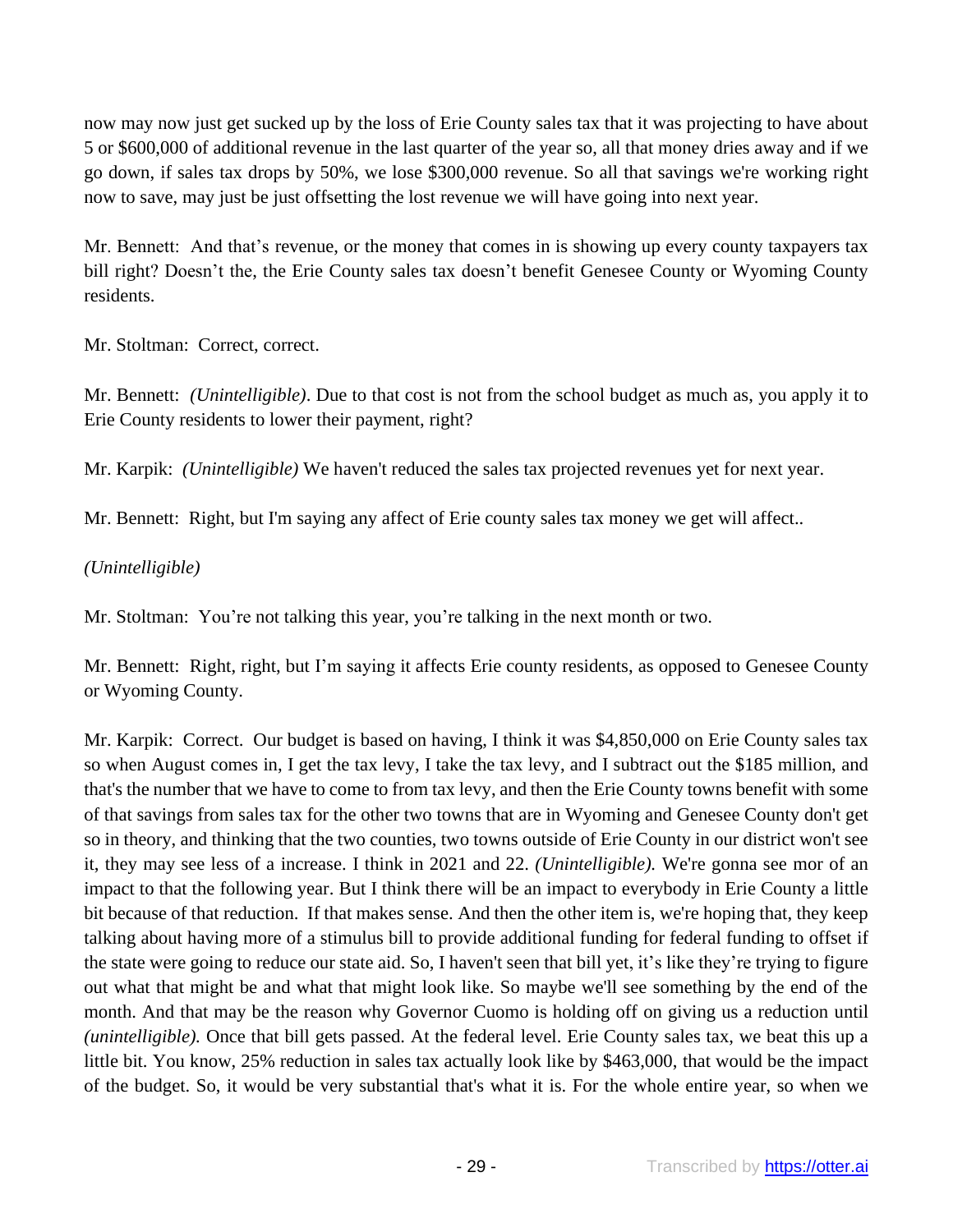now may now just get sucked up by the loss of Erie County sales tax that it was projecting to have about 5 or $600,000 of additional revenue in the last quarter of the year so, all that money dries away and if we go down, if sales tax drops by 50%, we lose $300,000 revenue. So all that savings we're working right now to save, may just be just offsetting the lost revenue we will have going into next year.

Mr. Bennett: And that's revenue, or the money that comes in is showing up every county taxpayers tax bill right? Doesn't the, the Erie County sales tax doesn't benefit Genesee County or Wyoming County residents.

Mr. Stoltman: Correct, correct.

Mr. Bennett: *(Unintelligible)*. Due to that cost is not from the school budget as much as, you apply it to Erie County residents to lower their payment, right?

Mr. Karpik: *(Unintelligible)* We haven't reduced the sales tax projected revenues yet for next year.

Mr. Bennett: Right, but I'm saying any affect of Erie county sales tax money we get will affect..

*(Unintelligible)*

Mr. Stoltman: You're not talking this year, you're talking in the next month or two.

Mr. Bennett: Right, right, but I'm saying it affects Erie county residents, as opposed to Genesee County or Wyoming County.

Mr. Karpik: Correct. Our budget is based on having, I think it was $4,850,000 on Erie County sales tax so when August comes in, I get the tax levy, I take the tax levy, and I subtract out the $185 million, and that's the number that we have to come to from tax levy, and then the Erie County towns benefit with some of that savings from sales tax for the other two towns that are in Wyoming and Genesee County don't get so in theory, and thinking that the two counties, two towns outside of Erie County in our district won't see it, they may see less of a increase. I think in 2021 and 22. *(Unintelligible).* We're gonna see mor of an impact to that the following year. But I think there will be an impact to everybody in Erie County a little bit because of that reduction. If that makes sense. And then the other item is, we're hoping that, they keep talking about having more of a stimulus bill to provide additional funding for federal funding to offset if the state were going to reduce our state aid. So, I haven't seen that bill yet, it's like they're trying to figure out what that might be and what that might look like. So maybe we'll see something by the end of the month. And that may be the reason why Governor Cuomo is holding off on giving us a reduction until *(unintelligible).* Once that bill gets passed. At the federal level. Erie County sales tax, we beat this up a little bit. You know, 25% reduction in sales tax actually look like by $463,000, that would be the impact of the budget. So, it would be very substantial that's what it is. For the whole entire year, so when we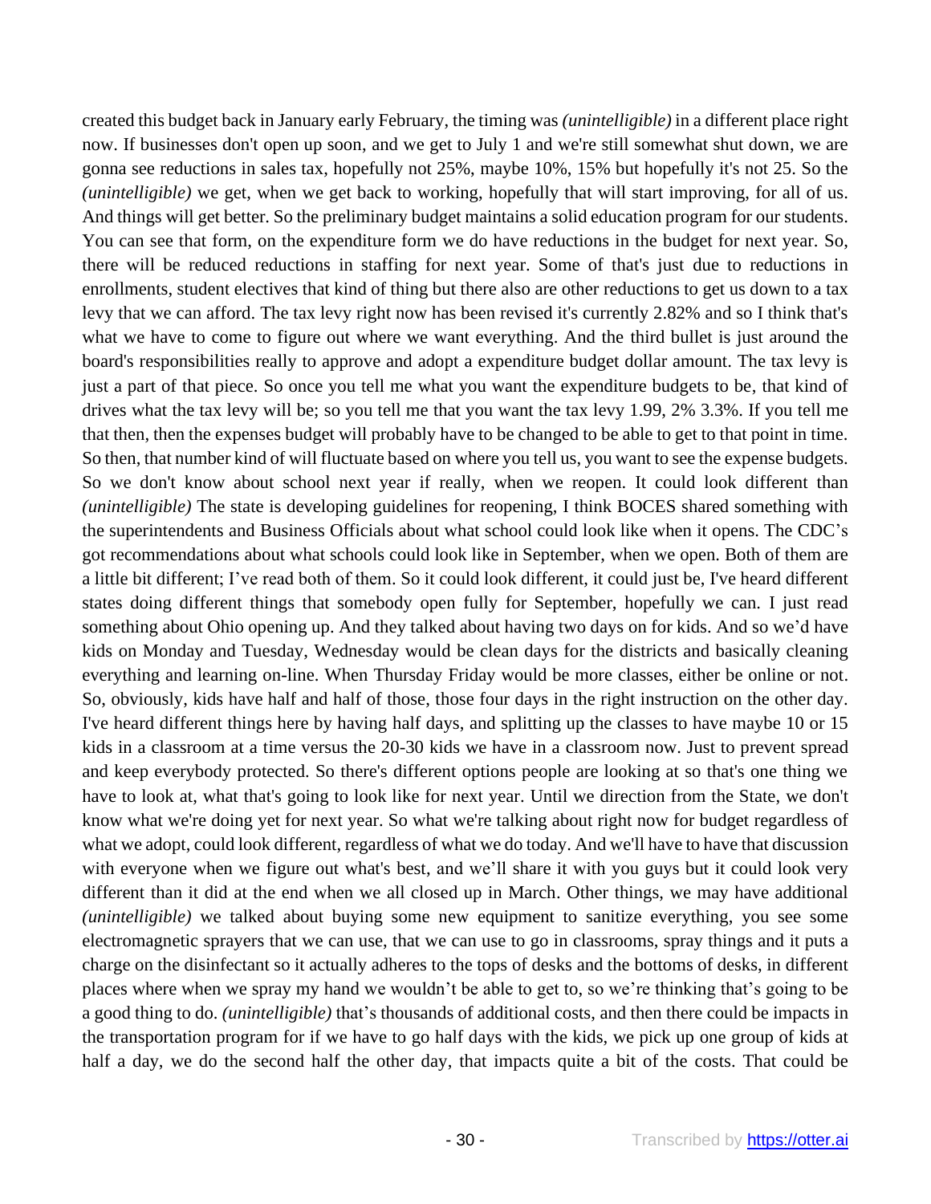created this budget back in January early February, the timing was *(unintelligible)* in a different place right now. If businesses don't open up soon, and we get to July 1 and we're still somewhat shut down, we are gonna see reductions in sales tax, hopefully not 25%, maybe 10%, 15% but hopefully it's not 25. So the *(unintelligible)* we get, when we get back to working, hopefully that will start improving, for all of us. And things will get better. So the preliminary budget maintains a solid education program for our students. You can see that form, on the expenditure form we do have reductions in the budget for next year. So, there will be reduced reductions in staffing for next year. Some of that's just due to reductions in enrollments, student electives that kind of thing but there also are other reductions to get us down to a tax levy that we can afford. The tax levy right now has been revised it's currently 2.82% and so I think that's what we have to come to figure out where we want everything. And the third bullet is just around the board's responsibilities really to approve and adopt a expenditure budget dollar amount. The tax levy is just a part of that piece. So once you tell me what you want the expenditure budgets to be, that kind of drives what the tax levy will be; so you tell me that you want the tax levy 1.99, 2% 3.3%. If you tell me that then, then the expenses budget will probably have to be changed to be able to get to that point in time. So then, that number kind of will fluctuate based on where you tell us, you want to see the expense budgets. So we don't know about school next year if really, when we reopen. It could look different than *(unintelligible)* The state is developing guidelines for reopening, I think BOCES shared something with the superintendents and Business Officials about what school could look like when it opens. The CDC's got recommendations about what schools could look like in September, when we open. Both of them are a little bit different; I've read both of them. So it could look different, it could just be, I've heard different states doing different things that somebody open fully for September, hopefully we can. I just read something about Ohio opening up. And they talked about having two days on for kids. And so we'd have kids on Monday and Tuesday, Wednesday would be clean days for the districts and basically cleaning everything and learning on-line. When Thursday Friday would be more classes, either be online or not. So, obviously, kids have half and half of those, those four days in the right instruction on the other day. I've heard different things here by having half days, and splitting up the classes to have maybe 10 or 15 kids in a classroom at a time versus the 20-30 kids we have in a classroom now. Just to prevent spread and keep everybody protected. So there's different options people are looking at so that's one thing we have to look at, what that's going to look like for next year. Until we direction from the State, we don't know what we're doing yet for next year. So what we're talking about right now for budget regardless of what we adopt, could look different, regardless of what we do today. And we'll have to have that discussion with everyone when we figure out what's best, and we'll share it with you guys but it could look very different than it did at the end when we all closed up in March. Other things, we may have additional *(unintelligible)* we talked about buying some new equipment to sanitize everything, you see some electromagnetic sprayers that we can use, that we can use to go in classrooms, spray things and it puts a charge on the disinfectant so it actually adheres to the tops of desks and the bottoms of desks, in different places where when we spray my hand we wouldn't be able to get to, so we're thinking that's going to be a good thing to do. *(unintelligible)* that's thousands of additional costs, and then there could be impacts in the transportation program for if we have to go half days with the kids, we pick up one group of kids at half a day, we do the second half the other day, that impacts quite a bit of the costs. That could be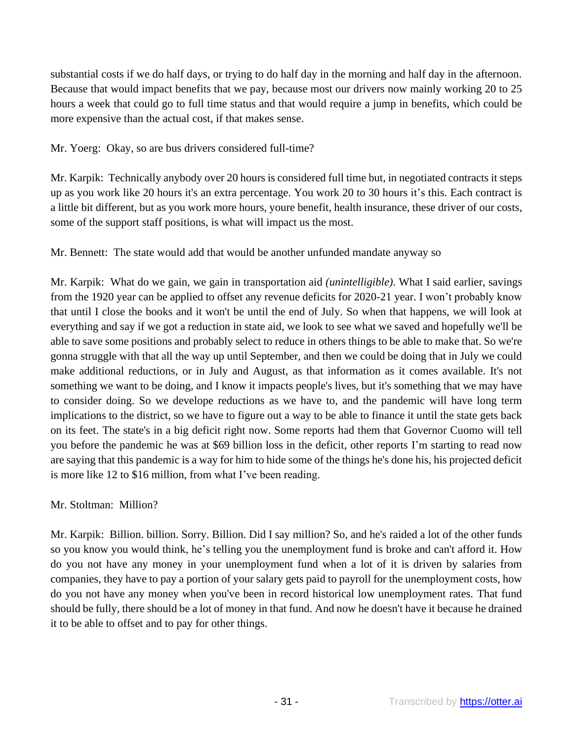substantial costs if we do half days, or trying to do half day in the morning and half day in the afternoon. Because that would impact benefits that we pay, because most our drivers now mainly working 20 to 25 hours a week that could go to full time status and that would require a jump in benefits, which could be more expensive than the actual cost, if that makes sense.

Mr. Yoerg: Okay, so are bus drivers considered full-time?

Mr. Karpik: Technically anybody over 20 hours is considered full time but, in negotiated contracts it steps up as you work like 20 hours it's an extra percentage. You work 20 to 30 hours it's this. Each contract is a little bit different, but as you work more hours, youre benefit, health insurance, these driver of our costs, some of the support staff positions, is what will impact us the most.

Mr. Bennett: The state would add that would be another unfunded mandate anyway so

Mr. Karpik: What do we gain, we gain in transportation aid *(unintelligible)*. What I said earlier, savings from the 1920 year can be applied to offset any revenue deficits for 2020-21 year. I won't probably know that until I close the books and it won't be until the end of July. So when that happens, we will look at everything and say if we got a reduction in state aid, we look to see what we saved and hopefully we'll be able to save some positions and probably select to reduce in others things to be able to make that. So we're gonna struggle with that all the way up until September, and then we could be doing that in July we could make additional reductions, or in July and August, as that information as it comes available. It's not something we want to be doing, and I know it impacts people's lives, but it's something that we may have to consider doing. So we develope reductions as we have to, and the pandemic will have long term implications to the district, so we have to figure out a way to be able to finance it until the state gets back on its feet. The state's in a big deficit right now. Some reports had them that Governor Cuomo will tell you before the pandemic he was at $69 billion loss in the deficit, other reports I'm starting to read now are saying that this pandemic is a way for him to hide some of the things he's done his, his projected deficit is more like 12 to $16 million, from what I've been reading.

Mr. Stoltman: Million?

Mr. Karpik: Billion. billion. Sorry. Billion. Did I say million? So, and he's raided a lot of the other funds so you know you would think, he's telling you the unemployment fund is broke and can't afford it. How do you not have any money in your unemployment fund when a lot of it is driven by salaries from companies, they have to pay a portion of your salary gets paid to payroll for the unemployment costs, how do you not have any money when you've been in record historical low unemployment rates. That fund should be fully, there should be a lot of money in that fund. And now he doesn't have it because he drained it to be able to offset and to pay for other things.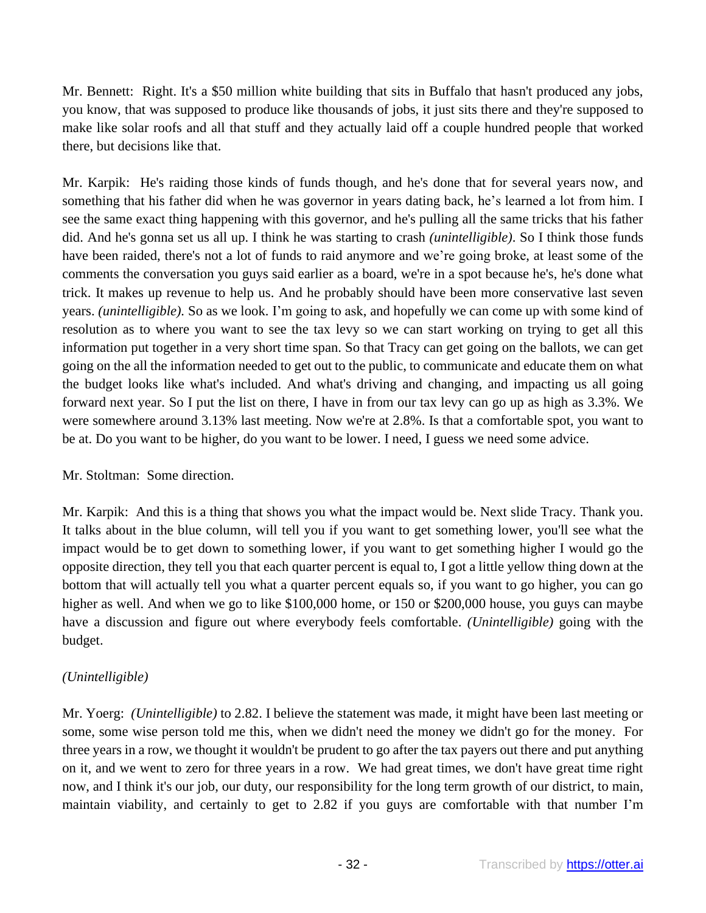Mr. Bennett: Right. It's a $50 million white building that sits in Buffalo that hasn't produced any jobs, you know, that was supposed to produce like thousands of jobs, it just sits there and they're supposed to make like solar roofs and all that stuff and they actually laid off a couple hundred people that worked there, but decisions like that.

Mr. Karpik: He's raiding those kinds of funds though, and he's done that for several years now, and something that his father did when he was governor in years dating back, he's learned a lot from him. I see the same exact thing happening with this governor, and he's pulling all the same tricks that his father did. And he's gonna set us all up. I think he was starting to crash *(unintelligible)*. So I think those funds have been raided, there's not a lot of funds to raid anymore and we're going broke, at least some of the comments the conversation you guys said earlier as a board, we're in a spot because he's, he's done what trick. It makes up revenue to help us. And he probably should have been more conservative last seven years. *(unintelligible).* So as we look. I'm going to ask, and hopefully we can come up with some kind of resolution as to where you want to see the tax levy so we can start working on trying to get all this information put together in a very short time span. So that Tracy can get going on the ballots, we can get going on the all the information needed to get out to the public, to communicate and educate them on what the budget looks like what's included. And what's driving and changing, and impacting us all going forward next year. So I put the list on there, I have in from our tax levy can go up as high as 3.3%. We were somewhere around 3.13% last meeting. Now we're at 2.8%. Is that a comfortable spot, you want to be at. Do you want to be higher, do you want to be lower. I need, I guess we need some advice.

Mr. Stoltman: Some direction.

Mr. Karpik: And this is a thing that shows you what the impact would be. Next slide Tracy. Thank you. It talks about in the blue column, will tell you if you want to get something lower, you'll see what the impact would be to get down to something lower, if you want to get something higher I would go the opposite direction, they tell you that each quarter percent is equal to, I got a little yellow thing down at the bottom that will actually tell you what a quarter percent equals so, if you want to go higher, you can go higher as well. And when we go to like $100,000 home, or 150 or $200,000 house, you guys can maybe have a discussion and figure out where everybody feels comfortable. *(Unintelligible)* going with the budget.

*(Unintelligible)*

Mr. Yoerg: *(Unintelligible)* to 2.82. I believe the statement was made, it might have been last meeting or some, some wise person told me this, when we didn't need the money we didn't go for the money. For three years in a row, we thought it wouldn't be prudent to go after the tax payers out there and put anything on it, and we went to zero for three years in a row. We had great times, we don't have great time right now, and I think it's our job, our duty, our responsibility for the long term growth of our district, to main, maintain viability, and certainly to get to 2.82 if you guys are comfortable with that number I'm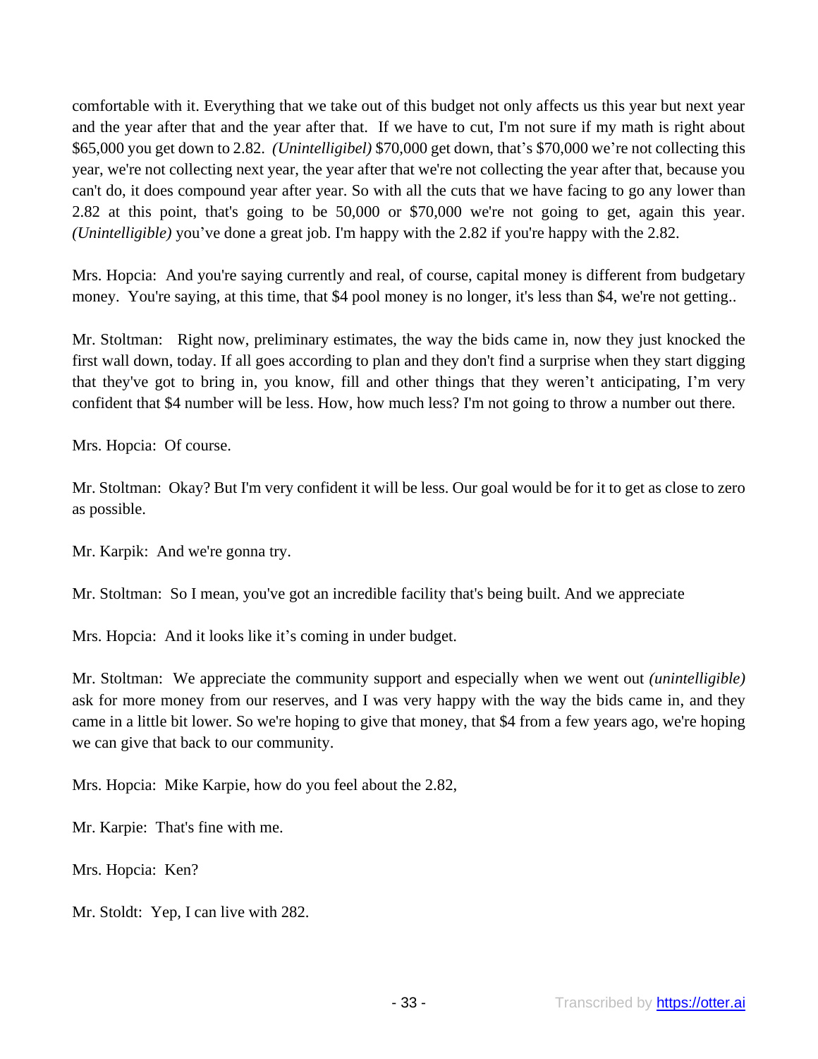comfortable with it. Everything that we take out of this budget not only affects us this year but next year and the year after that and the year after that. If we have to cut, I'm not sure if my math is right about $65,000 you get down to 2.82. *(Unintelligibel)* $70,000 get down, that's $70,000 we're not collecting this year, we're not collecting next year, the year after that we're not collecting the year after that, because you can't do, it does compound year after year. So with all the cuts that we have facing to go any lower than 2.82 at this point, that's going to be 50,000 or $70,000 we're not going to get, again this year. *(Unintelligible)* you've done a great job. I'm happy with the 2.82 if you're happy with the 2.82.

Mrs. Hopcia: And you're saying currently and real, of course, capital money is different from budgetary money. You're saying, at this time, that $4 pool money is no longer, it's less than $4, we're not getting..

Mr. Stoltman: Right now, preliminary estimates, the way the bids came in, now they just knocked the first wall down, today. If all goes according to plan and they don't find a surprise when they start digging that they've got to bring in, you know, fill and other things that they weren't anticipating, I'm very confident that $4 number will be less. How, how much less? I'm not going to throw a number out there.

Mrs. Hopcia: Of course.

Mr. Stoltman: Okay? But I'm very confident it will be less. Our goal would be for it to get as close to zero as possible.

Mr. Karpik: And we're gonna try.

Mr. Stoltman: So I mean, you've got an incredible facility that's being built. And we appreciate

Mrs. Hopcia: And it looks like it's coming in under budget.

Mr. Stoltman: We appreciate the community support and especially when we went out *(unintelligible)* ask for more money from our reserves, and I was very happy with the way the bids came in, and they came in a little bit lower. So we're hoping to give that money, that $4 from a few years ago, we're hoping we can give that back to our community.

Mrs. Hopcia: Mike Karpie, how do you feel about the 2.82,

Mr. Karpie: That's fine with me.

Mrs. Hopcia: Ken?

Mr. Stoldt: Yep, I can live with 282.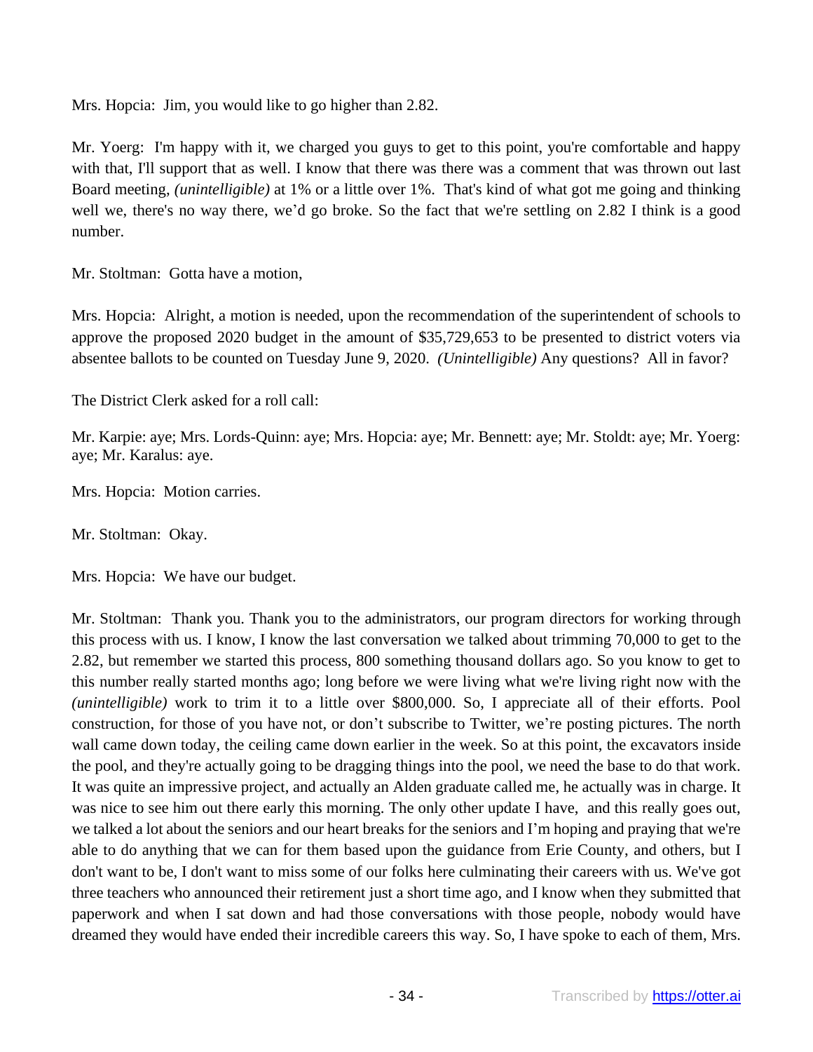Mrs. Hopcia: Jim, you would like to go higher than 2.82.

Mr. Yoerg: I'm happy with it, we charged you guys to get to this point, you're comfortable and happy with that, I'll support that as well. I know that there was there was a comment that was thrown out last Board meeting, *(unintelligible)* at 1% or a little over 1%. That's kind of what got me going and thinking well we, there's no way there, we'd go broke. So the fact that we're settling on 2.82 I think is a good number.

Mr. Stoltman: Gotta have a motion,

Mrs. Hopcia: Alright, a motion is needed, upon the recommendation of the superintendent of schools to approve the proposed 2020 budget in the amount of $35,729,653 to be presented to district voters via absentee ballots to be counted on Tuesday June 9, 2020. *(Unintelligible)* Any questions? All in favor?

The District Clerk asked for a roll call:

Mr. Karpie: aye; Mrs. Lords-Quinn: aye; Mrs. Hopcia: aye; Mr. Bennett: aye; Mr. Stoldt: aye; Mr. Yoerg: aye; Mr. Karalus: aye.

Mrs. Hopcia: Motion carries.

Mr. Stoltman: Okay.

Mrs. Hopcia: We have our budget.

Mr. Stoltman: Thank you. Thank you to the administrators, our program directors for working through this process with us. I know, I know the last conversation we talked about trimming 70,000 to get to the 2.82, but remember we started this process, 800 something thousand dollars ago. So you know to get to this number really started months ago; long before we were living what we're living right now with the *(unintelligible)* work to trim it to a little over $800,000. So, I appreciate all of their efforts. Pool construction, for those of you have not, or don't subscribe to Twitter, we're posting pictures. The north wall came down today, the ceiling came down earlier in the week. So at this point, the excavators inside the pool, and they're actually going to be dragging things into the pool, we need the base to do that work. It was quite an impressive project, and actually an Alden graduate called me, he actually was in charge. It was nice to see him out there early this morning. The only other update I have, and this really goes out, we talked a lot about the seniors and our heart breaks for the seniors and I'm hoping and praying that we're able to do anything that we can for them based upon the guidance from Erie County, and others, but I don't want to be, I don't want to miss some of our folks here culminating their careers with us. We've got three teachers who announced their retirement just a short time ago, and I know when they submitted that paperwork and when I sat down and had those conversations with those people, nobody would have dreamed they would have ended their incredible careers this way. So, I have spoke to each of them, Mrs.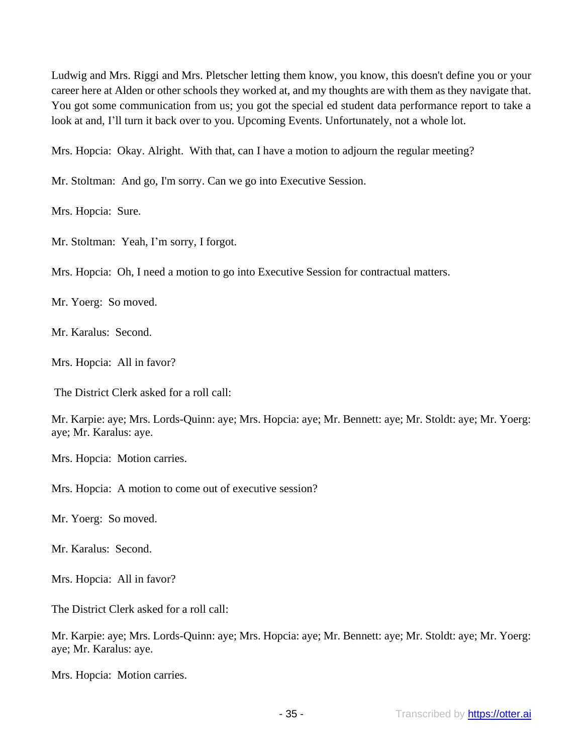Ludwig and Mrs. Riggi and Mrs. Pletscher letting them know, you know, this doesn't define you or your career here at Alden or other schools they worked at, and my thoughts are with them as they navigate that. You got some communication from us; you got the special ed student data performance report to take a look at and, I'll turn it back over to you. Upcoming Events. Unfortunately, not a whole lot.

Mrs. Hopcia: Okay. Alright. With that, can I have a motion to adjourn the regular meeting?

Mr. Stoltman: And go, I'm sorry. Can we go into Executive Session.

Mrs. Hopcia: Sure.

Mr. Stoltman: Yeah, I'm sorry, I forgot.

Mrs. Hopcia: Oh, I need a motion to go into Executive Session for contractual matters.

Mr. Yoerg: So moved.

Mr. Karalus: Second.

Mrs. Hopcia: All in favor?

The District Clerk asked for a roll call:

Mr. Karpie: aye; Mrs. Lords-Quinn: aye; Mrs. Hopcia: aye; Mr. Bennett: aye; Mr. Stoldt: aye; Mr. Yoerg: aye; Mr. Karalus: aye.

Mrs. Hopcia: Motion carries.

Mrs. Hopcia: A motion to come out of executive session?

Mr. Yoerg: So moved.

Mr. Karalus: Second.

Mrs. Hopcia: All in favor?

The District Clerk asked for a roll call:

Mr. Karpie: aye; Mrs. Lords-Quinn: aye; Mrs. Hopcia: aye; Mr. Bennett: aye; Mr. Stoldt: aye; Mr. Yoerg: aye; Mr. Karalus: aye.

Mrs. Hopcia: Motion carries.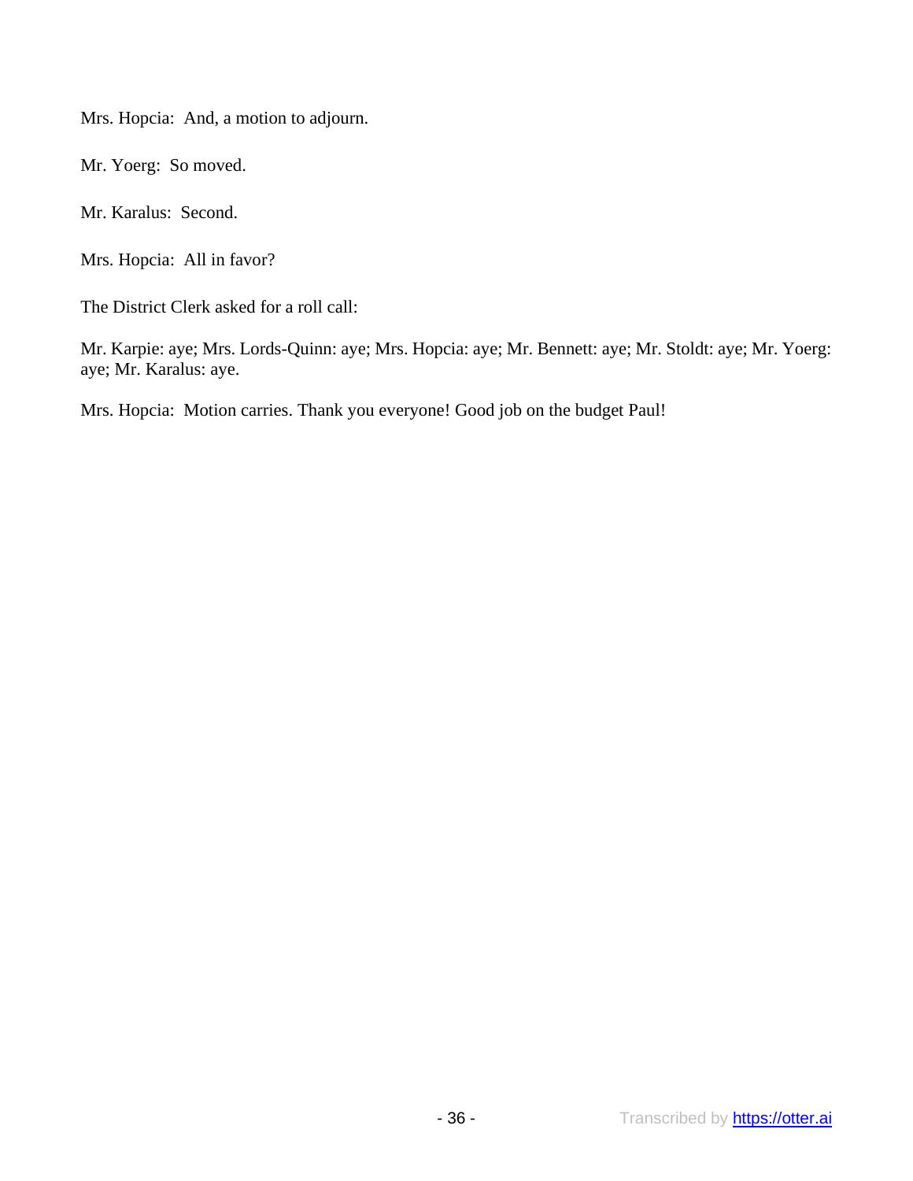Mrs. Hopcia: And, a motion to adjourn.

Mr. Yoerg: So moved.

Mr. Karalus: Second.

Mrs. Hopcia: All in favor?

The District Clerk asked for a roll call:

Mr. Karpie: aye; Mrs. Lords-Quinn: aye; Mrs. Hopcia: aye; Mr. Bennett: aye; Mr. Stoldt: aye; Mr. Yoerg: aye; Mr. Karalus: aye.

Mrs. Hopcia: Motion carries. Thank you everyone! Good job on the budget Paul!